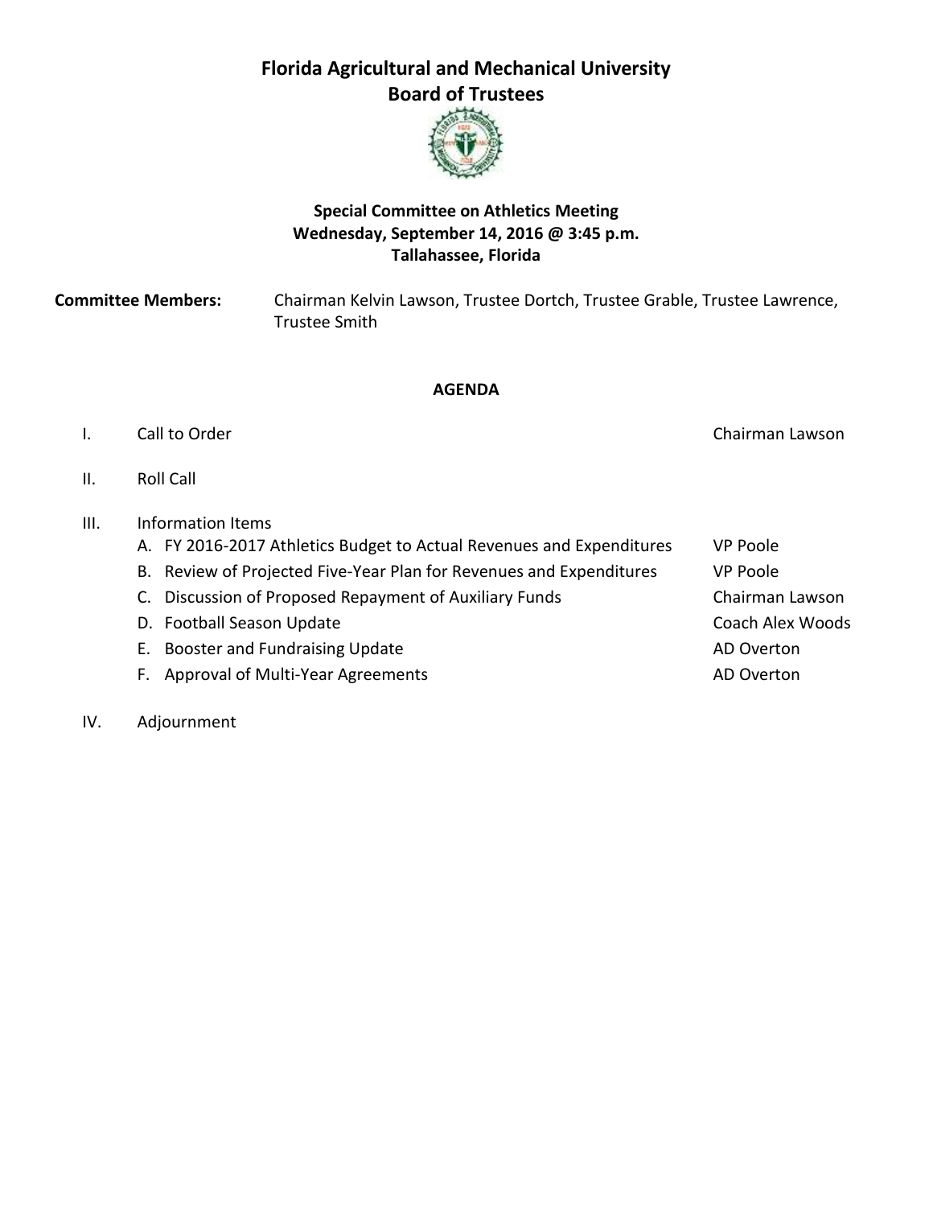# Florida Agricultural and Mechanical University
# Board of Trustees

### Special Committee on Athletics Meeting
### Wednesday, September 14, 2016 @ 3:45 p.m.
### Tallahassee, Florida

**Committee Members:** Chairman Kelvin Lawson, Trustee Dortch, Trustee Grable, Trustee Lawrence, Trustee Smith

**AGENDA**

| | | |
|---|---|---|
| I. | Call to Order | Chairman Lawson |
| II. | Roll Call | |
| III. | Information Items | |
| | A. FY 2016-2017 Athletics Budget to Actual Revenues and Expenditures | VP Poole |
| | B. Review of Projected Five-Year Plan for Revenues and Expenditures | VP Poole |
| | C. Discussion of Proposed Repayment of Auxiliary Funds | Chairman Lawson |
| | D. Football Season Update | Coach Alex Woods |
| | E. Booster and Fundraising Update | AD Overton |
| | F. Approval of Multi-Year Agreements | AD Overton |
| IV. | Adjournment | |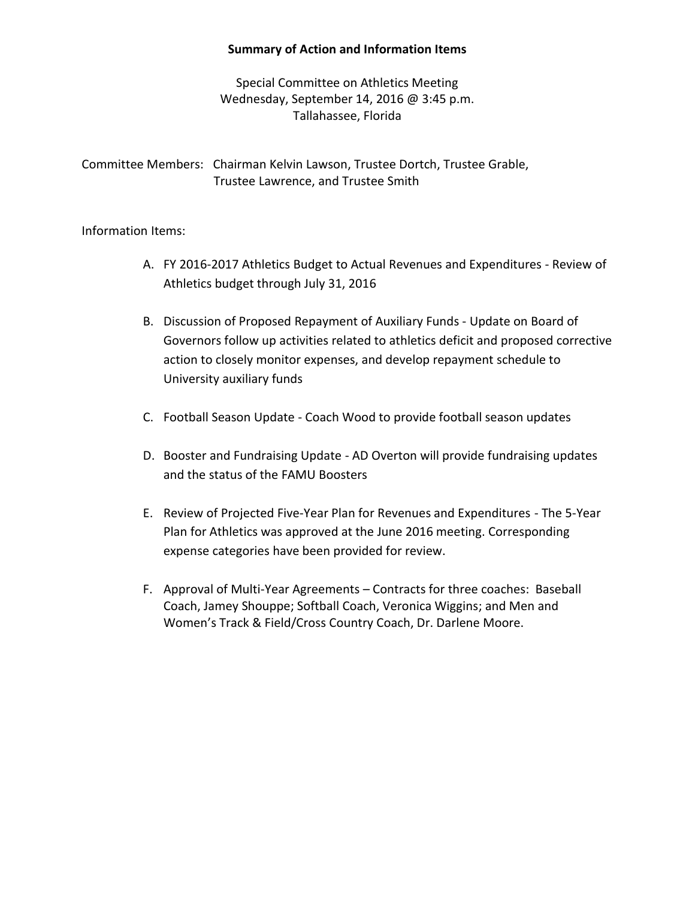**Summary of Action and Information Items**

Special Committee on Athletics Meeting
Wednesday, September 14, 2016 @ 3:45 p.m.
Tallahassee, Florida

Committee Members: Chairman Kelvin Lawson, Trustee Dortch, Trustee Grable, Trustee Lawrence, and Trustee Smith

Information Items:

A. FY 2016-2017 Athletics Budget to Actual Revenues and Expenditures - Review of Athletics budget through July 31, 2016

B. Discussion of Proposed Repayment of Auxiliary Funds - Update on Board of Governors follow up activities related to athletics deficit and proposed corrective action to closely monitor expenses, and develop repayment schedule to University auxiliary funds

C. Football Season Update - Coach Wood to provide football season updates

D. Booster and Fundraising Update - AD Overton will provide fundraising updates and the status of the FAMU Boosters

E. Review of Projected Five-Year Plan for Revenues and Expenditures - The 5-Year Plan for Athletics was approved at the June 2016 meeting. Corresponding expense categories have been provided for review.

F. Approval of Multi-Year Agreements – Contracts for three coaches: Baseball Coach, Jamey Shouppe; Softball Coach, Veronica Wiggins; and Men and Women's Track & Field/Cross Country Coach, Dr. Darlene Moore.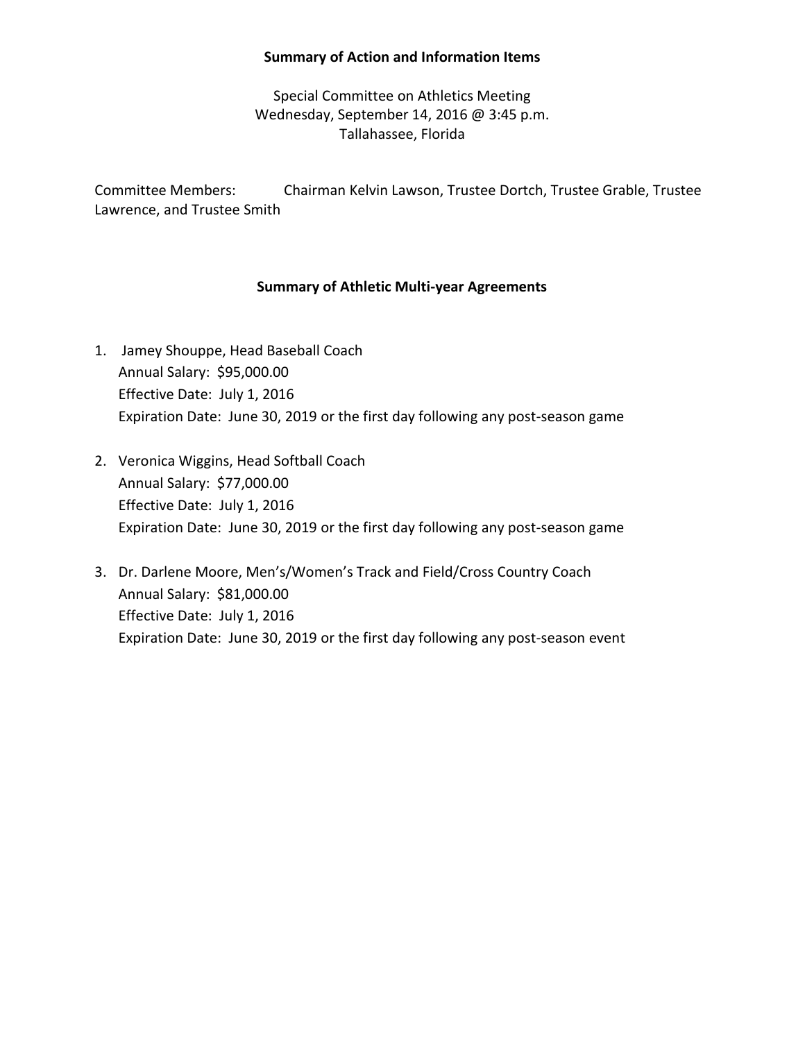**Summary of Action and Information Items**

Special Committee on Athletics Meeting
Wednesday, September 14, 2016 @ 3:45 p.m.
Tallahassee, Florida

Committee Members: Chairman Kelvin Lawson, Trustee Dortch, Trustee Grable, Trustee Lawrence, and Trustee Smith

**Summary of Athletic Multi-year Agreements**

1. Jamey Shouppe, Head Baseball Coach
   Annual Salary: $95,000.00
   Effective Date: July 1, 2016
   Expiration Date: June 30, 2019 or the first day following any post-season game

2. Veronica Wiggins, Head Softball Coach
   Annual Salary: $77,000.00
   Effective Date: July 1, 2016
   Expiration Date: June 30, 2019 or the first day following any post-season game

3. Dr. Darlene Moore, Men's/Women's Track and Field/Cross Country Coach
   Annual Salary: $81,000.00
   Effective Date: July 1, 2016
   Expiration Date: June 30, 2019 or the first day following any post-season event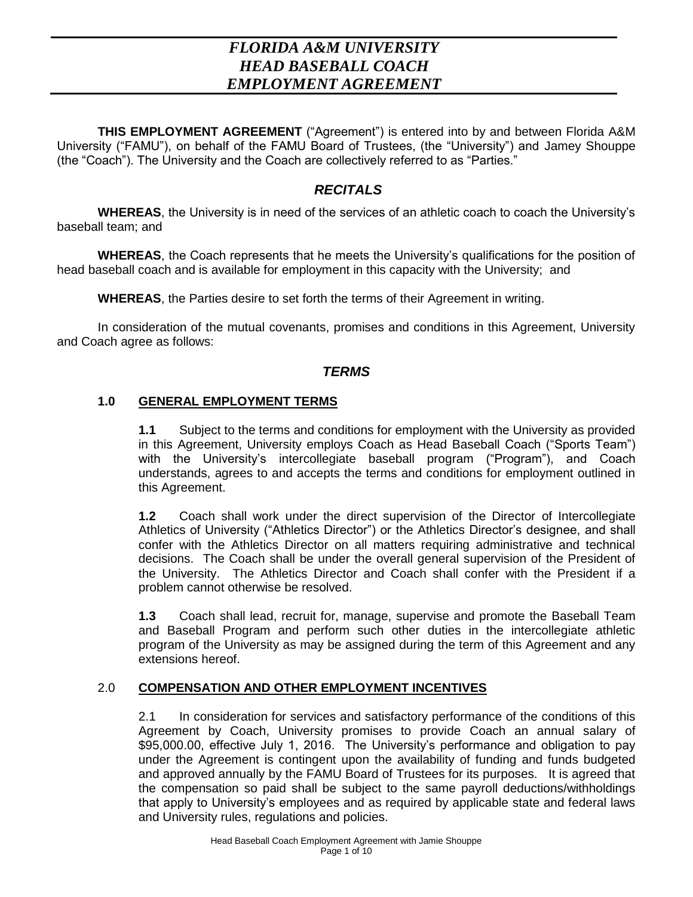# *FLORIDA A&M UNIVERSITY*
# *HEAD BASEBALL COACH*
# *EMPLOYMENT AGREEMENT*

**THIS EMPLOYMENT AGREEMENT** ("Agreement") is entered into by and between Florida A&M University ("FAMU"), on behalf of the FAMU Board of Trustees, (the "University") and Jamey Shouppe (the "Coach"). The University and the Coach are collectively referred to as "Parties."

## *RECITALS*

**WHEREAS**, the University is in need of the services of an athletic coach to coach the University's baseball team; and

**WHEREAS**, the Coach represents that he meets the University's qualifications for the position of head baseball coach and is available for employment in this capacity with the University; and

**WHEREAS**, the Parties desire to set forth the terms of their Agreement in writing.

In consideration of the mutual covenants, promises and conditions in this Agreement, University and Coach agree as follows:

## *TERMS*

### 1.0 GENERAL EMPLOYMENT TERMS

**1.1** Subject to the terms and conditions for employment with the University as provided in this Agreement, University employs Coach as Head Baseball Coach ("Sports Team") with the University's intercollegiate baseball program ("Program"), and Coach understands, agrees to and accepts the terms and conditions for employment outlined in this Agreement.

**1.2** Coach shall work under the direct supervision of the Director of Intercollegiate Athletics of University ("Athletics Director") or the Athletics Director's designee, and shall confer with the Athletics Director on all matters requiring administrative and technical decisions. The Coach shall be under the overall general supervision of the President of the University. The Athletics Director and Coach shall confer with the President if a problem cannot otherwise be resolved.

**1.3** Coach shall lead, recruit for, manage, supervise and promote the Baseball Team and Baseball Program and perform such other duties in the intercollegiate athletic program of the University as may be assigned during the term of this Agreement and any extensions hereof.

### 2.0 COMPENSATION AND OTHER EMPLOYMENT INCENTIVES

2.1 In consideration for services and satisfactory performance of the conditions of this Agreement by Coach, University promises to provide Coach an annual salary of $95,000.00, effective July 1, 2016. The University's performance and obligation to pay under the Agreement is contingent upon the availability of funding and funds budgeted and approved annually by the FAMU Board of Trustees for its purposes. It is agreed that the compensation so paid shall be subject to the same payroll deductions/withholdings that apply to University's employees and as required by applicable state and federal laws and University rules, regulations and policies.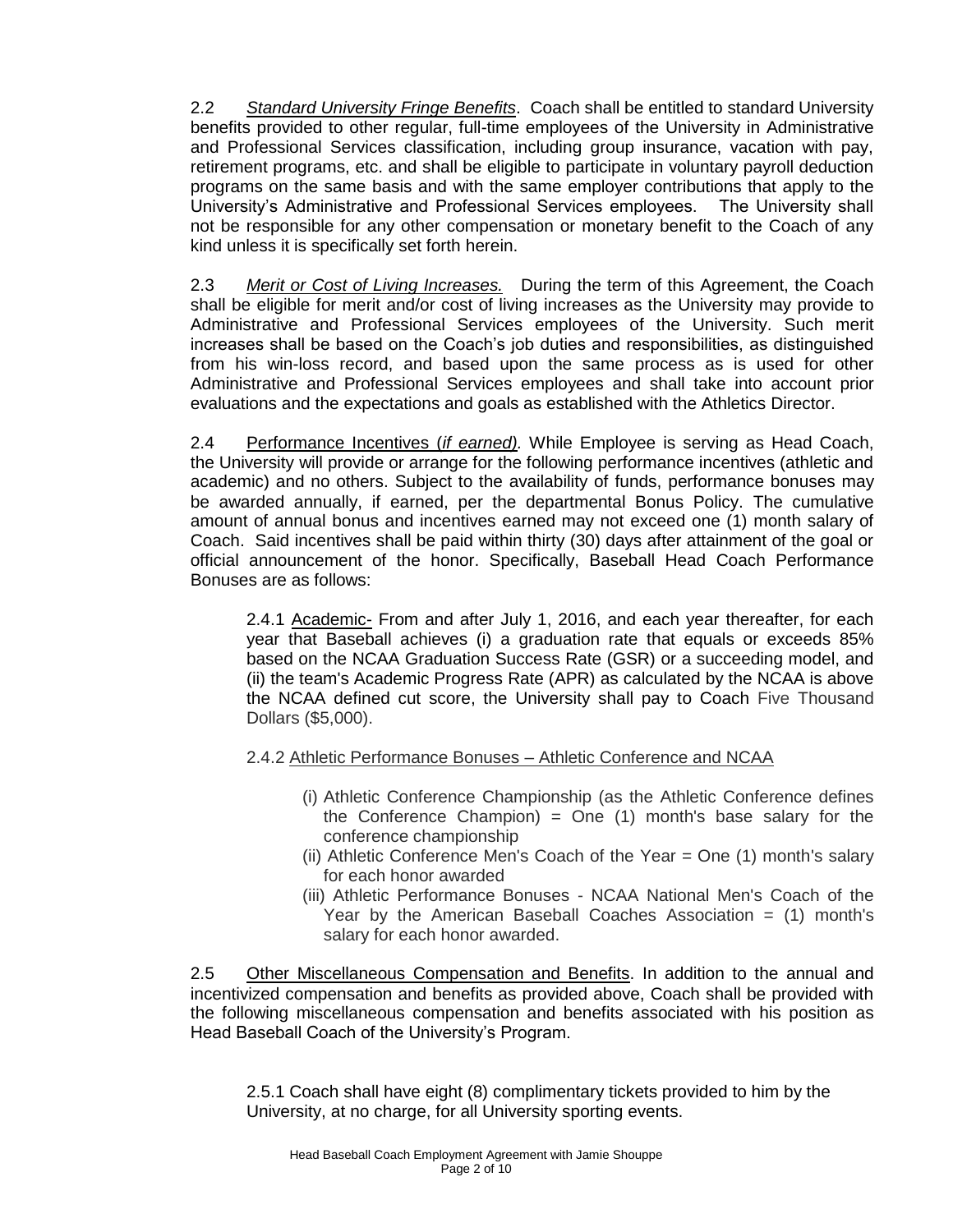2.2 *Standard University Fringe Benefits*. Coach shall be entitled to standard University benefits provided to other regular, full-time employees of the University in Administrative and Professional Services classification, including group insurance, vacation with pay, retirement programs, etc. and shall be eligible to participate in voluntary payroll deduction programs on the same basis and with the same employer contributions that apply to the University's Administrative and Professional Services employees. The University shall not be responsible for any other compensation or monetary benefit to the Coach of any kind unless it is specifically set forth herein.

2.3 *Merit or Cost of Living Increases.* During the term of this Agreement, the Coach shall be eligible for merit and/or cost of living increases as the University may provide to Administrative and Professional Services employees of the University. Such merit increases shall be based on the Coach's job duties and responsibilities, as distinguished from his win-loss record, and based upon the same process as is used for other Administrative and Professional Services employees and shall take into account prior evaluations and the expectations and goals as established with the Athletics Director.

2.4 Performance Incentives (*if earned*). While Employee is serving as Head Coach, the University will provide or arrange for the following performance incentives (athletic and academic) and no others. Subject to the availability of funds, performance bonuses may be awarded annually, if earned, per the departmental Bonus Policy. The cumulative amount of annual bonus and incentives earned may not exceed one (1) month salary of Coach. Said incentives shall be paid within thirty (30) days after attainment of the goal or official announcement of the honor. Specifically, Baseball Head Coach Performance Bonuses are as follows:

2.4.1 Academic- From and after July 1, 2016, and each year thereafter, for each year that Baseball achieves (i) a graduation rate that equals or exceeds 85% based on the NCAA Graduation Success Rate (GSR) or a succeeding model, and (ii) the team's Academic Progress Rate (APR) as calculated by the NCAA is above the NCAA defined cut score, the University shall pay to Coach Five Thousand Dollars ($5,000).

2.4.2 Athletic Performance Bonuses – Athletic Conference and NCAA

- (i) Athletic Conference Championship (as the Athletic Conference defines the Conference Champion) = One (1) month's base salary for the conference championship
- (ii) Athletic Conference Men's Coach of the Year = One (1) month's salary for each honor awarded
- (iii) Athletic Performance Bonuses - NCAA National Men's Coach of the Year by the American Baseball Coaches Association = (1) month's salary for each honor awarded.

2.5 Other Miscellaneous Compensation and Benefits. In addition to the annual and incentivized compensation and benefits as provided above, Coach shall be provided with the following miscellaneous compensation and benefits associated with his position as Head Baseball Coach of the University's Program.

2.5.1 Coach shall have eight (8) complimentary tickets provided to him by the University, at no charge, for all University sporting events.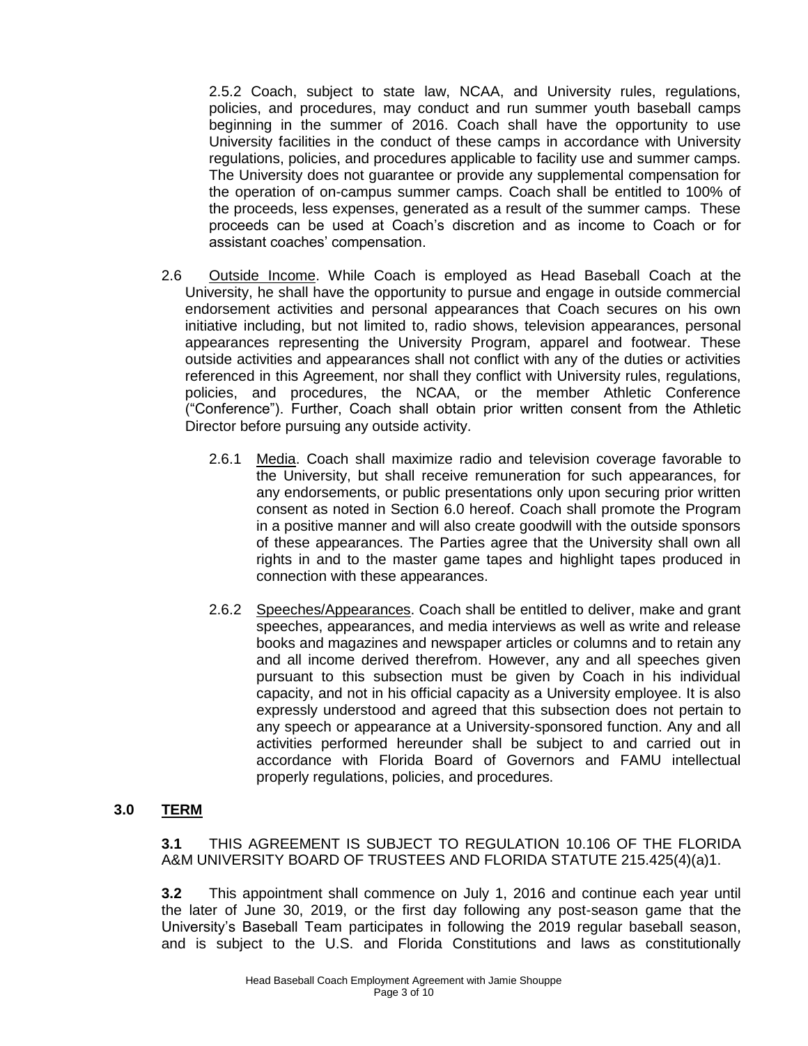2.5.2 Coach, subject to state law, NCAA, and University rules, regulations, policies, and procedures, may conduct and run summer youth baseball camps beginning in the summer of 2016. Coach shall have the opportunity to use University facilities in the conduct of these camps in accordance with University regulations, policies, and procedures applicable to facility use and summer camps. The University does not guarantee or provide any supplemental compensation for the operation of on-campus summer camps. Coach shall be entitled to 100% of the proceeds, less expenses, generated as a result of the summer camps. These proceeds can be used at Coach's discretion and as income to Coach or for assistant coaches' compensation.

2.6 Outside Income. While Coach is employed as Head Baseball Coach at the University, he shall have the opportunity to pursue and engage in outside commercial endorsement activities and personal appearances that Coach secures on his own initiative including, but not limited to, radio shows, television appearances, personal appearances representing the University Program, apparel and footwear. These outside activities and appearances shall not conflict with any of the duties or activities referenced in this Agreement, nor shall they conflict with University rules, regulations, policies, and procedures, the NCAA, or the member Athletic Conference ("Conference"). Further, Coach shall obtain prior written consent from the Athletic Director before pursuing any outside activity.

2.6.1 Media. Coach shall maximize radio and television coverage favorable to the University, but shall receive remuneration for such appearances, for any endorsements, or public presentations only upon securing prior written consent as noted in Section 6.0 hereof. Coach shall promote the Program in a positive manner and will also create goodwill with the outside sponsors of these appearances. The Parties agree that the University shall own all rights in and to the master game tapes and highlight tapes produced in connection with these appearances.

2.6.2 Speeches/Appearances. Coach shall be entitled to deliver, make and grant speeches, appearances, and media interviews as well as write and release books and magazines and newspaper articles or columns and to retain any and all income derived therefrom. However, any and all speeches given pursuant to this subsection must be given by Coach in his individual capacity, and not in his official capacity as a University employee. It is also expressly understood and agreed that this subsection does not pertain to any speech or appearance at a University-sponsored function. Any and all activities performed hereunder shall be subject to and carried out in accordance with Florida Board of Governors and FAMU intellectual properly regulations, policies, and procedures.

## 3.0 TERM

**3.1** THIS AGREEMENT IS SUBJECT TO REGULATION 10.106 OF THE FLORIDA A&M UNIVERSITY BOARD OF TRUSTEES AND FLORIDA STATUTE 215.425(4)(a)1.

**3.2** This appointment shall commence on July 1, 2016 and continue each year until the later of June 30, 2019, or the first day following any post-season game that the University's Baseball Team participates in following the 2019 regular baseball season, and is subject to the U.S. and Florida Constitutions and laws as constitutionally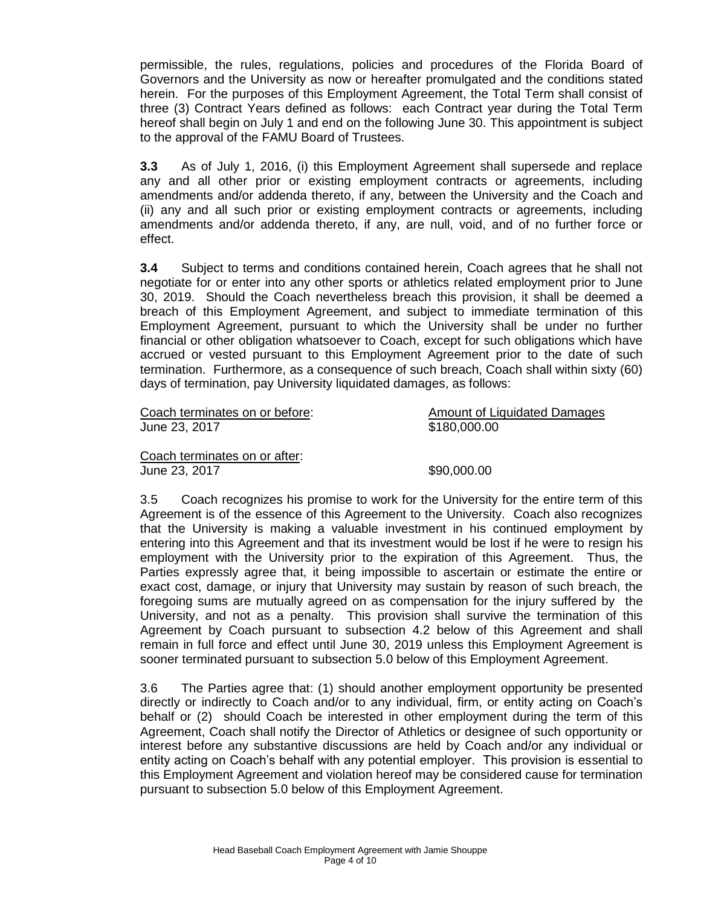permissible, the rules, regulations, policies and procedures of the Florida Board of Governors and the University as now or hereafter promulgated and the conditions stated herein. For the purposes of this Employment Agreement, the Total Term shall consist of three (3) Contract Years defined as follows: each Contract year during the Total Term hereof shall begin on July 1 and end on the following June 30. This appointment is subject to the approval of the FAMU Board of Trustees.

**3.3** As of July 1, 2016, (i) this Employment Agreement shall supersede and replace any and all other prior or existing employment contracts or agreements, including amendments and/or addenda thereto, if any, between the University and the Coach and (ii) any and all such prior or existing employment contracts or agreements, including amendments and/or addenda thereto, if any, are null, void, and of no further force or effect.

**3.4** Subject to terms and conditions contained herein, Coach agrees that he shall not negotiate for or enter into any other sports or athletics related employment prior to June 30, 2019. Should the Coach nevertheless breach this provision, it shall be deemed a breach of this Employment Agreement, and subject to immediate termination of this Employment Agreement, pursuant to which the University shall be under no further financial or other obligation whatsoever to Coach, except for such obligations which have accrued or vested pursuant to this Employment Agreement prior to the date of such termination. Furthermore, as a consequence of such breach, Coach shall within sixty (60) days of termination, pay University liquidated damages, as follows:

| Coach terminates on or before: | Amount of Liquidated Damages |
|---|---|
| June 23, 2017 | $180,000.00 |
| Coach terminates on or after: | |
| June 23, 2017 | $90,000.00 |

3.5 Coach recognizes his promise to work for the University for the entire term of this Agreement is of the essence of this Agreement to the University. Coach also recognizes that the University is making a valuable investment in his continued employment by entering into this Agreement and that its investment would be lost if he were to resign his employment with the University prior to the expiration of this Agreement. Thus, the Parties expressly agree that, it being impossible to ascertain or estimate the entire or exact cost, damage, or injury that University may sustain by reason of such breach, the foregoing sums are mutually agreed on as compensation for the injury suffered by the University, and not as a penalty. This provision shall survive the termination of this Agreement by Coach pursuant to subsection 4.2 below of this Agreement and shall remain in full force and effect until June 30, 2019 unless this Employment Agreement is sooner terminated pursuant to subsection 5.0 below of this Employment Agreement.

3.6 The Parties agree that: (1) should another employment opportunity be presented directly or indirectly to Coach and/or to any individual, firm, or entity acting on Coach's behalf or (2) should Coach be interested in other employment during the term of this Agreement, Coach shall notify the Director of Athletics or designee of such opportunity or interest before any substantive discussions are held by Coach and/or any individual or entity acting on Coach's behalf with any potential employer. This provision is essential to this Employment Agreement and violation hereof may be considered cause for termination pursuant to subsection 5.0 below of this Employment Agreement.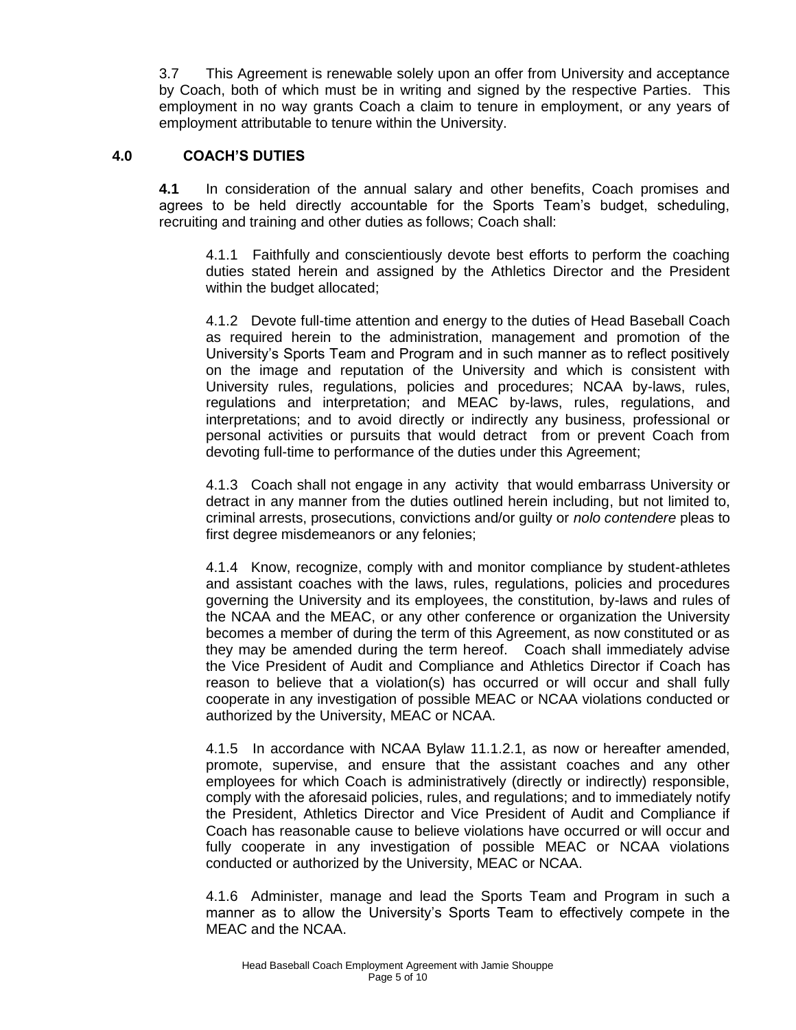3.7 This Agreement is renewable solely upon an offer from University and acceptance by Coach, both of which must be in writing and signed by the respective Parties. This employment in no way grants Coach a claim to tenure in employment, or any years of employment attributable to tenure within the University.

## 4.0 COACH'S DUTIES

**4.1** In consideration of the annual salary and other benefits, Coach promises and agrees to be held directly accountable for the Sports Team's budget, scheduling, recruiting and training and other duties as follows; Coach shall:

4.1.1 Faithfully and conscientiously devote best efforts to perform the coaching duties stated herein and assigned by the Athletics Director and the President within the budget allocated;

4.1.2 Devote full-time attention and energy to the duties of Head Baseball Coach as required herein to the administration, management and promotion of the University's Sports Team and Program and in such manner as to reflect positively on the image and reputation of the University and which is consistent with University rules, regulations, policies and procedures; NCAA by-laws, rules, regulations and interpretation; and MEAC by-laws, rules, regulations, and interpretations; and to avoid directly or indirectly any business, professional or personal activities or pursuits that would detract from or prevent Coach from devoting full-time to performance of the duties under this Agreement;

4.1.3 Coach shall not engage in any activity that would embarrass University or detract in any manner from the duties outlined herein including, but not limited to, criminal arrests, prosecutions, convictions and/or guilty or *nolo contendere* pleas to first degree misdemeanors or any felonies;

4.1.4 Know, recognize, comply with and monitor compliance by student-athletes and assistant coaches with the laws, rules, regulations, policies and procedures governing the University and its employees, the constitution, by-laws and rules of the NCAA and the MEAC, or any other conference or organization the University becomes a member of during the term of this Agreement, as now constituted or as they may be amended during the term hereof. Coach shall immediately advise the Vice President of Audit and Compliance and Athletics Director if Coach has reason to believe that a violation(s) has occurred or will occur and shall fully cooperate in any investigation of possible MEAC or NCAA violations conducted or authorized by the University, MEAC or NCAA.

4.1.5 In accordance with NCAA Bylaw 11.1.2.1, as now or hereafter amended, promote, supervise, and ensure that the assistant coaches and any other employees for which Coach is administratively (directly or indirectly) responsible, comply with the aforesaid policies, rules, and regulations; and to immediately notify the President, Athletics Director and Vice President of Audit and Compliance if Coach has reasonable cause to believe violations have occurred or will occur and fully cooperate in any investigation of possible MEAC or NCAA violations conducted or authorized by the University, MEAC or NCAA.

4.1.6 Administer, manage and lead the Sports Team and Program in such a manner as to allow the University's Sports Team to effectively compete in the MEAC and the NCAA.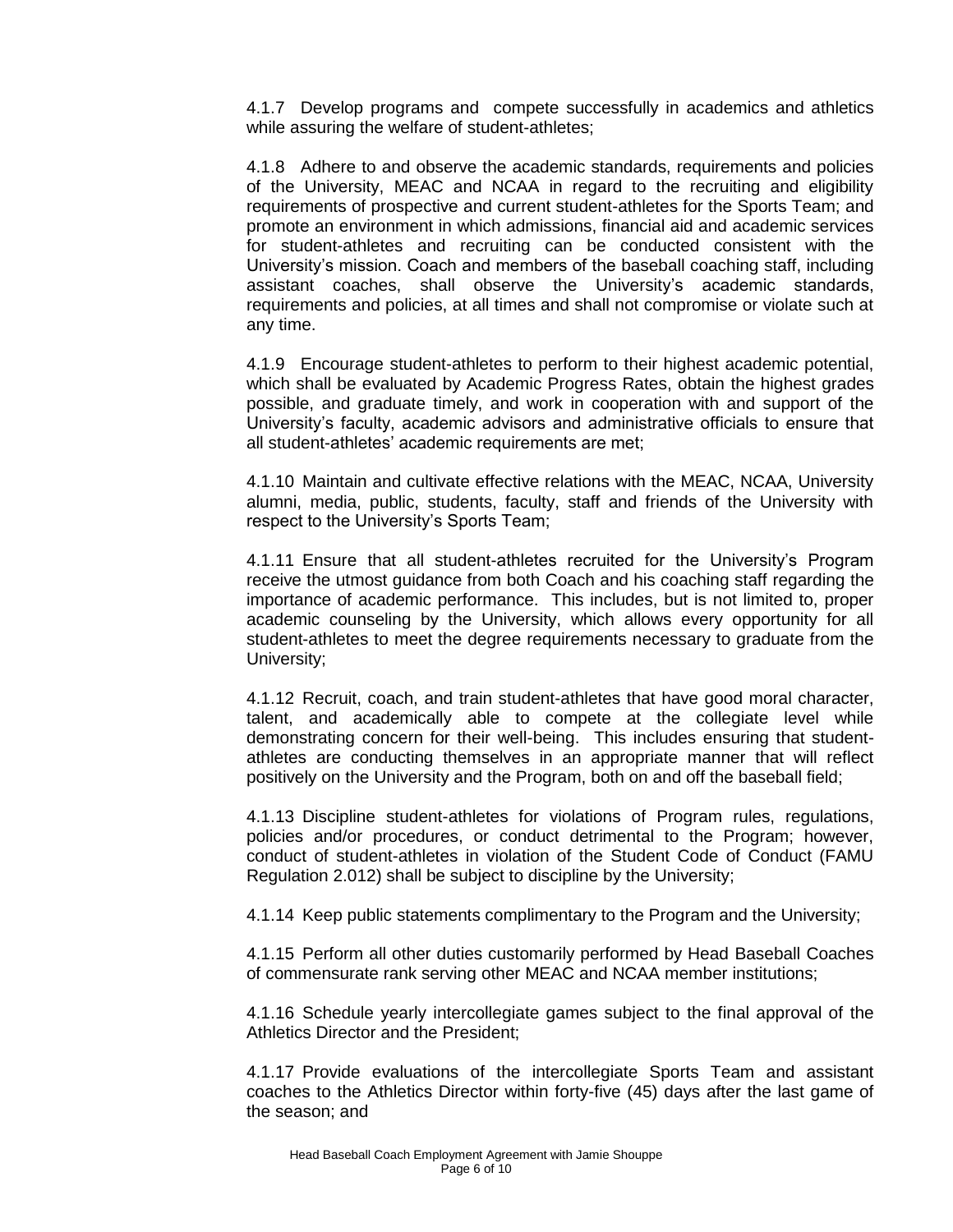4.1.7 Develop programs and compete successfully in academics and athletics while assuring the welfare of student-athletes;

4.1.8 Adhere to and observe the academic standards, requirements and policies of the University, MEAC and NCAA in regard to the recruiting and eligibility requirements of prospective and current student-athletes for the Sports Team; and promote an environment in which admissions, financial aid and academic services for student-athletes and recruiting can be conducted consistent with the University's mission. Coach and members of the baseball coaching staff, including assistant coaches, shall observe the University's academic standards, requirements and policies, at all times and shall not compromise or violate such at any time.

4.1.9 Encourage student-athletes to perform to their highest academic potential, which shall be evaluated by Academic Progress Rates, obtain the highest grades possible, and graduate timely, and work in cooperation with and support of the University's faculty, academic advisors and administrative officials to ensure that all student-athletes' academic requirements are met;

4.1.10 Maintain and cultivate effective relations with the MEAC, NCAA, University alumni, media, public, students, faculty, staff and friends of the University with respect to the University's Sports Team;

4.1.11 Ensure that all student-athletes recruited for the University's Program receive the utmost guidance from both Coach and his coaching staff regarding the importance of academic performance. This includes, but is not limited to, proper academic counseling by the University, which allows every opportunity for all student-athletes to meet the degree requirements necessary to graduate from the University;

4.1.12 Recruit, coach, and train student-athletes that have good moral character, talent, and academically able to compete at the collegiate level while demonstrating concern for their well-being. This includes ensuring that student-athletes are conducting themselves in an appropriate manner that will reflect positively on the University and the Program, both on and off the baseball field;

4.1.13 Discipline student-athletes for violations of Program rules, regulations, policies and/or procedures, or conduct detrimental to the Program; however, conduct of student-athletes in violation of the Student Code of Conduct (FAMU Regulation 2.012) shall be subject to discipline by the University;

4.1.14 Keep public statements complimentary to the Program and the University;

4.1.15 Perform all other duties customarily performed by Head Baseball Coaches of commensurate rank serving other MEAC and NCAA member institutions;

4.1.16 Schedule yearly intercollegiate games subject to the final approval of the Athletics Director and the President;

4.1.17 Provide evaluations of the intercollegiate Sports Team and assistant coaches to the Athletics Director within forty-five (45) days after the last game of the season; and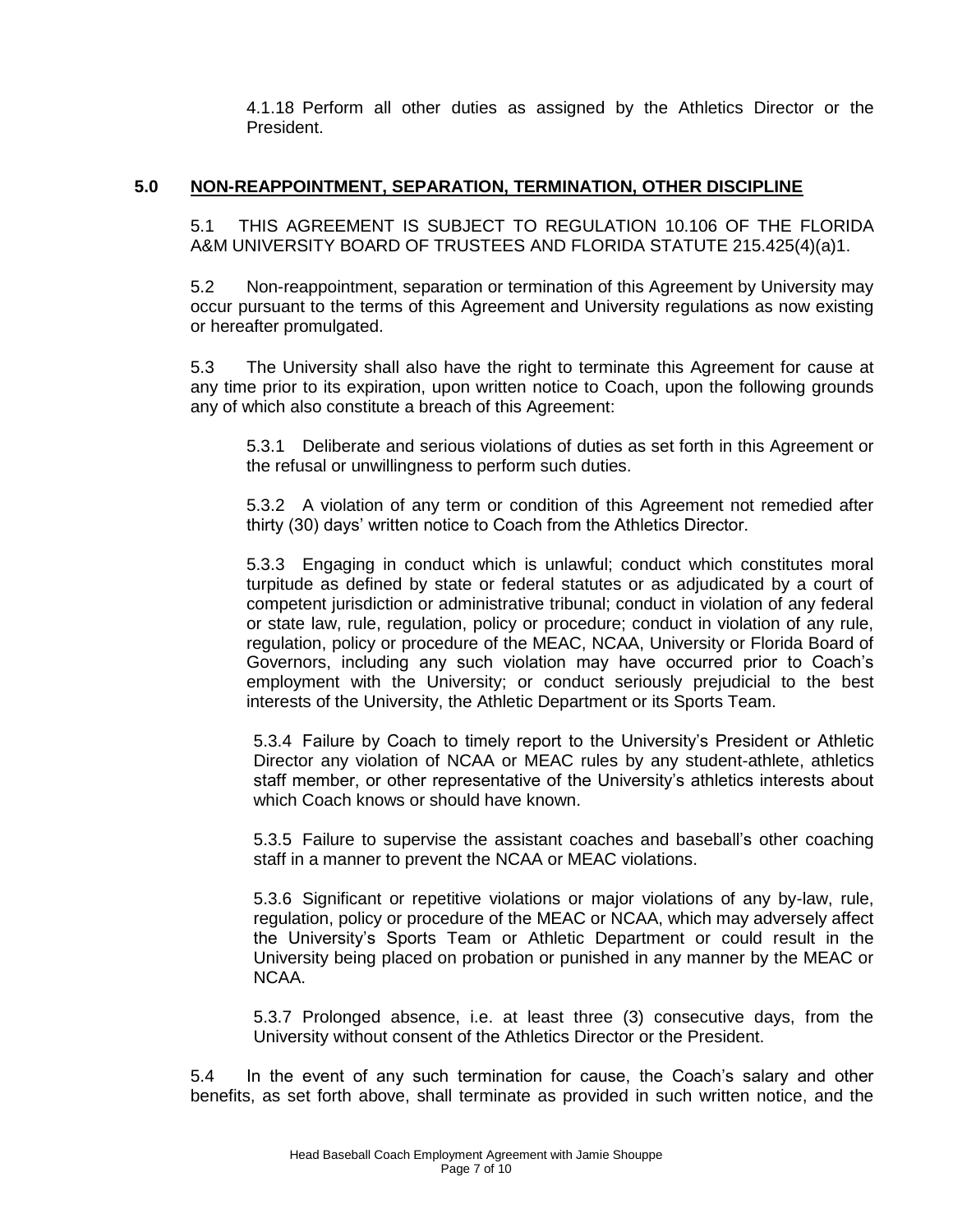4.1.18 Perform all other duties as assigned by the Athletics Director or the President.

## 5.0 NON-REAPPOINTMENT, SEPARATION, TERMINATION, OTHER DISCIPLINE

5.1 THIS AGREEMENT IS SUBJECT TO REGULATION 10.106 OF THE FLORIDA A&M UNIVERSITY BOARD OF TRUSTEES AND FLORIDA STATUTE 215.425(4)(a)1.

5.2 Non-reappointment, separation or termination of this Agreement by University may occur pursuant to the terms of this Agreement and University regulations as now existing or hereafter promulgated.

5.3 The University shall also have the right to terminate this Agreement for cause at any time prior to its expiration, upon written notice to Coach, upon the following grounds any of which also constitute a breach of this Agreement:

5.3.1 Deliberate and serious violations of duties as set forth in this Agreement or the refusal or unwillingness to perform such duties.

5.3.2 A violation of any term or condition of this Agreement not remedied after thirty (30) days' written notice to Coach from the Athletics Director.

5.3.3 Engaging in conduct which is unlawful; conduct which constitutes moral turpitude as defined by state or federal statutes or as adjudicated by a court of competent jurisdiction or administrative tribunal; conduct in violation of any federal or state law, rule, regulation, policy or procedure; conduct in violation of any rule, regulation, policy or procedure of the MEAC, NCAA, University or Florida Board of Governors, including any such violation may have occurred prior to Coach's employment with the University; or conduct seriously prejudicial to the best interests of the University, the Athletic Department or its Sports Team.

5.3.4 Failure by Coach to timely report to the University's President or Athletic Director any violation of NCAA or MEAC rules by any student-athlete, athletics staff member, or other representative of the University's athletics interests about which Coach knows or should have known.

5.3.5 Failure to supervise the assistant coaches and baseball's other coaching staff in a manner to prevent the NCAA or MEAC violations.

5.3.6 Significant or repetitive violations or major violations of any by-law, rule, regulation, policy or procedure of the MEAC or NCAA, which may adversely affect the University's Sports Team or Athletic Department or could result in the University being placed on probation or punished in any manner by the MEAC or NCAA.

5.3.7 Prolonged absence, i.e. at least three (3) consecutive days, from the University without consent of the Athletics Director or the President.

5.4 In the event of any such termination for cause, the Coach's salary and other benefits, as set forth above, shall terminate as provided in such written notice, and the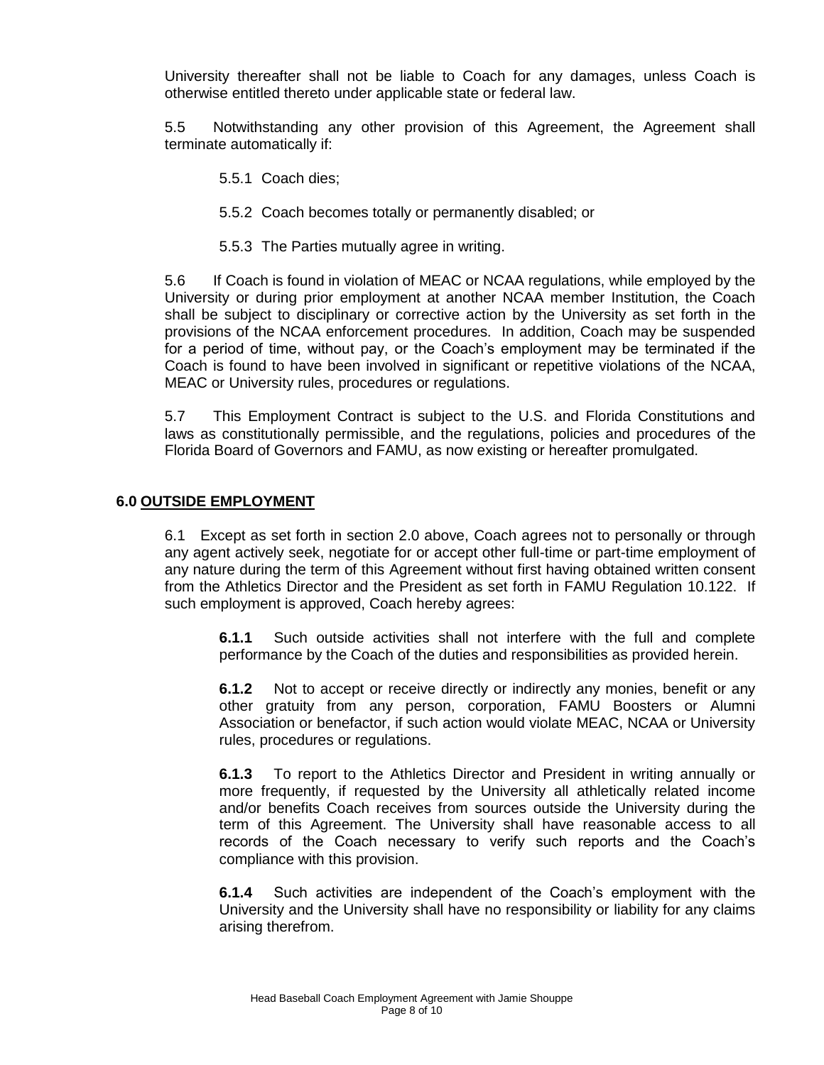University thereafter shall not be liable to Coach for any damages, unless Coach is otherwise entitled thereto under applicable state or federal law.

5.5 Notwithstanding any other provision of this Agreement, the Agreement shall terminate automatically if:

5.5.1 Coach dies;

5.5.2 Coach becomes totally or permanently disabled; or

5.5.3 The Parties mutually agree in writing.

5.6 If Coach is found in violation of MEAC or NCAA regulations, while employed by the University or during prior employment at another NCAA member Institution, the Coach shall be subject to disciplinary or corrective action by the University as set forth in the provisions of the NCAA enforcement procedures. In addition, Coach may be suspended for a period of time, without pay, or the Coach's employment may be terminated if the Coach is found to have been involved in significant or repetitive violations of the NCAA, MEAC or University rules, procedures or regulations.

5.7 This Employment Contract is subject to the U.S. and Florida Constitutions and laws as constitutionally permissible, and the regulations, policies and procedures of the Florida Board of Governors and FAMU, as now existing or hereafter promulgated.

## 6.0 OUTSIDE EMPLOYMENT

6.1 Except as set forth in section 2.0 above, Coach agrees not to personally or through any agent actively seek, negotiate for or accept other full-time or part-time employment of any nature during the term of this Agreement without first having obtained written consent from the Athletics Director and the President as set forth in FAMU Regulation 10.122. If such employment is approved, Coach hereby agrees:

**6.1.1** Such outside activities shall not interfere with the full and complete performance by the Coach of the duties and responsibilities as provided herein.

**6.1.2** Not to accept or receive directly or indirectly any monies, benefit or any other gratuity from any person, corporation, FAMU Boosters or Alumni Association or benefactor, if such action would violate MEAC, NCAA or University rules, procedures or regulations.

**6.1.3** To report to the Athletics Director and President in writing annually or more frequently, if requested by the University all athletically related income and/or benefits Coach receives from sources outside the University during the term of this Agreement. The University shall have reasonable access to all records of the Coach necessary to verify such reports and the Coach's compliance with this provision.

**6.1.4** Such activities are independent of the Coach's employment with the University and the University shall have no responsibility or liability for any claims arising therefrom.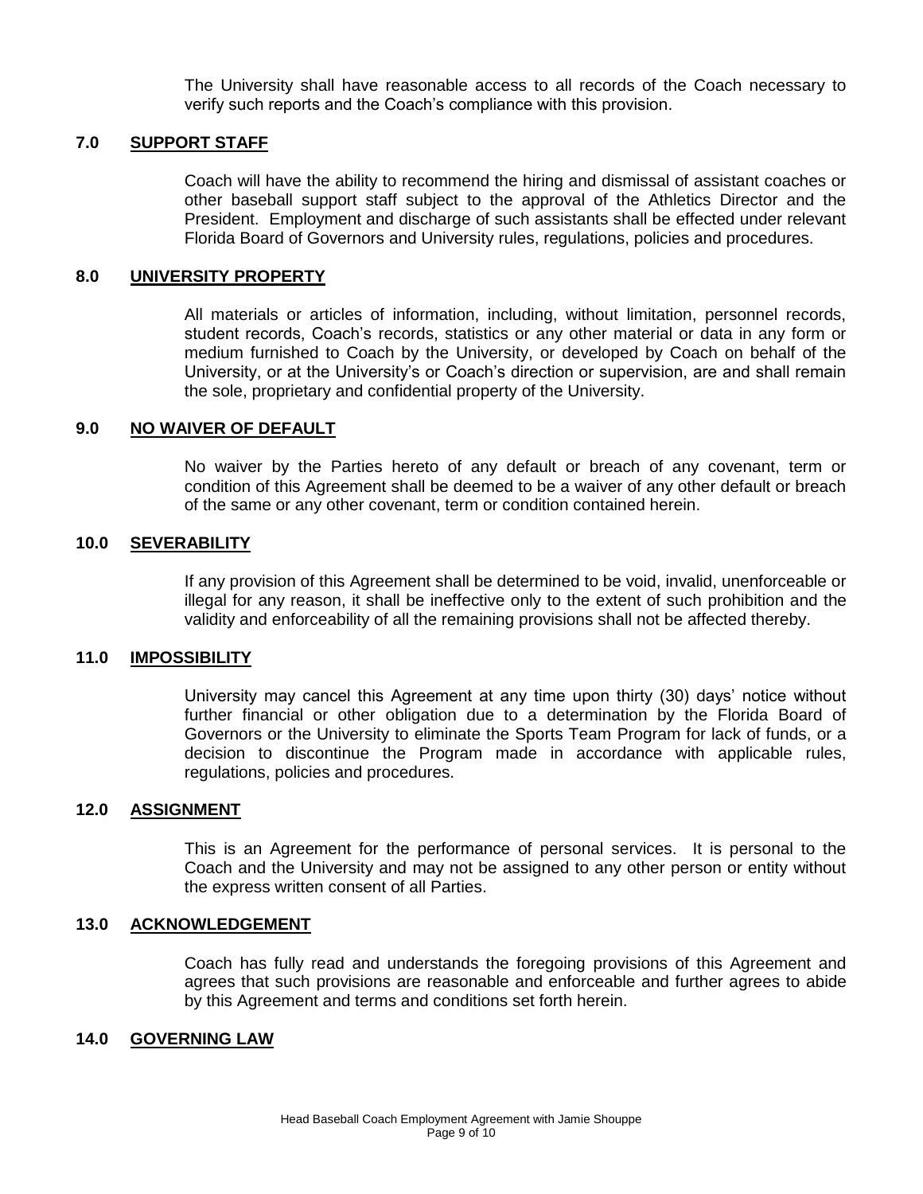The University shall have reasonable access to all records of the Coach necessary to verify such reports and the Coach's compliance with this provision.

## 7.0 SUPPORT STAFF

Coach will have the ability to recommend the hiring and dismissal of assistant coaches or other baseball support staff subject to the approval of the Athletics Director and the President. Employment and discharge of such assistants shall be effected under relevant Florida Board of Governors and University rules, regulations, policies and procedures.

## 8.0 UNIVERSITY PROPERTY

All materials or articles of information, including, without limitation, personnel records, student records, Coach's records, statistics or any other material or data in any form or medium furnished to Coach by the University, or developed by Coach on behalf of the University, or at the University's or Coach's direction or supervision, are and shall remain the sole, proprietary and confidential property of the University.

## 9.0 NO WAIVER OF DEFAULT

No waiver by the Parties hereto of any default or breach of any covenant, term or condition of this Agreement shall be deemed to be a waiver of any other default or breach of the same or any other covenant, term or condition contained herein.

## 10.0 SEVERABILITY

If any provision of this Agreement shall be determined to be void, invalid, unenforceable or illegal for any reason, it shall be ineffective only to the extent of such prohibition and the validity and enforceability of all the remaining provisions shall not be affected thereby.

## 11.0 IMPOSSIBILITY

University may cancel this Agreement at any time upon thirty (30) days' notice without further financial or other obligation due to a determination by the Florida Board of Governors or the University to eliminate the Sports Team Program for lack of funds, or a decision to discontinue the Program made in accordance with applicable rules, regulations, policies and procedures.

## 12.0 ASSIGNMENT

This is an Agreement for the performance of personal services. It is personal to the Coach and the University and may not be assigned to any other person or entity without the express written consent of all Parties.

## 13.0 ACKNOWLEDGEMENT

Coach has fully read and understands the foregoing provisions of this Agreement and agrees that such provisions are reasonable and enforceable and further agrees to abide by this Agreement and terms and conditions set forth herein.

## 14.0 GOVERNING LAW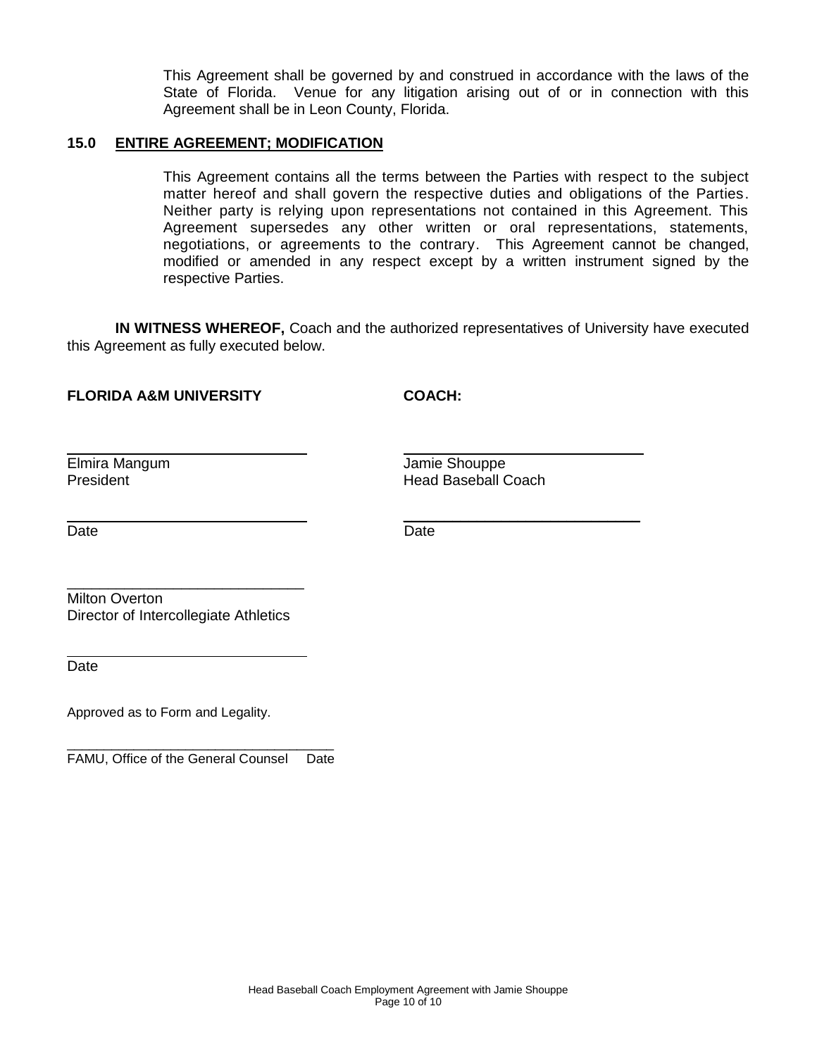This Agreement shall be governed by and construed in accordance with the laws of the State of Florida. Venue for any litigation arising out of or in connection with this Agreement shall be in Leon County, Florida.

**15.0 ENTIRE AGREEMENT; MODIFICATION**

This Agreement contains all the terms between the Parties with respect to the subject matter hereof and shall govern the respective duties and obligations of the Parties. Neither party is relying upon representations not contained in this Agreement. This Agreement supersedes any other written or oral representations, statements, negotiations, or agreements to the contrary. This Agreement cannot be changed, modified or amended in any respect except by a written instrument signed by the respective Parties.

**IN WITNESS WHEREOF,** Coach and the authorized representatives of University have executed this Agreement as fully executed below.

**FLORIDA A&M UNIVERSITY**

\_\_\_\_\_\_\_\_\_\_\_\_\_\_\_\_\_\_\_\_\_\_\_\_\_\_\_\_\_\_
Elmira Mangum
President

\_\_\_\_\_\_\_\_\_\_\_\_\_\_\_\_\_\_\_\_\_\_\_\_\_\_\_\_\_\_
Date

\_\_\_\_\_\_\_\_\_\_\_\_\_\_\_\_\_\_\_\_\_\_\_\_\_\_\_\_\_\_
Milton Overton
Director of Intercollegiate Athletics

\_\_\_\_\_\_\_\_\_\_\_\_\_\_\_\_\_\_\_\_\_\_\_\_\_\_\_\_\_\_
Date

**COACH:**

\_\_\_\_\_\_\_\_\_\_\_\_\_\_\_\_\_\_\_\_\_\_\_\_\_\_\_\_\_\_
Jamie Shouppe
Head Baseball Coach

\_\_\_\_\_\_\_\_\_\_\_\_\_\_\_\_\_\_\_\_\_\_\_\_\_\_\_\_\_\_
Date

Approved as to Form and Legality.

\_\_\_\_\_\_\_\_\_\_\_\_\_\_\_\_\_\_\_\_\_\_\_\_\_\_\_\_\_\_\_\_\_\_\_\_
FAMU, Office of the General Counsel Date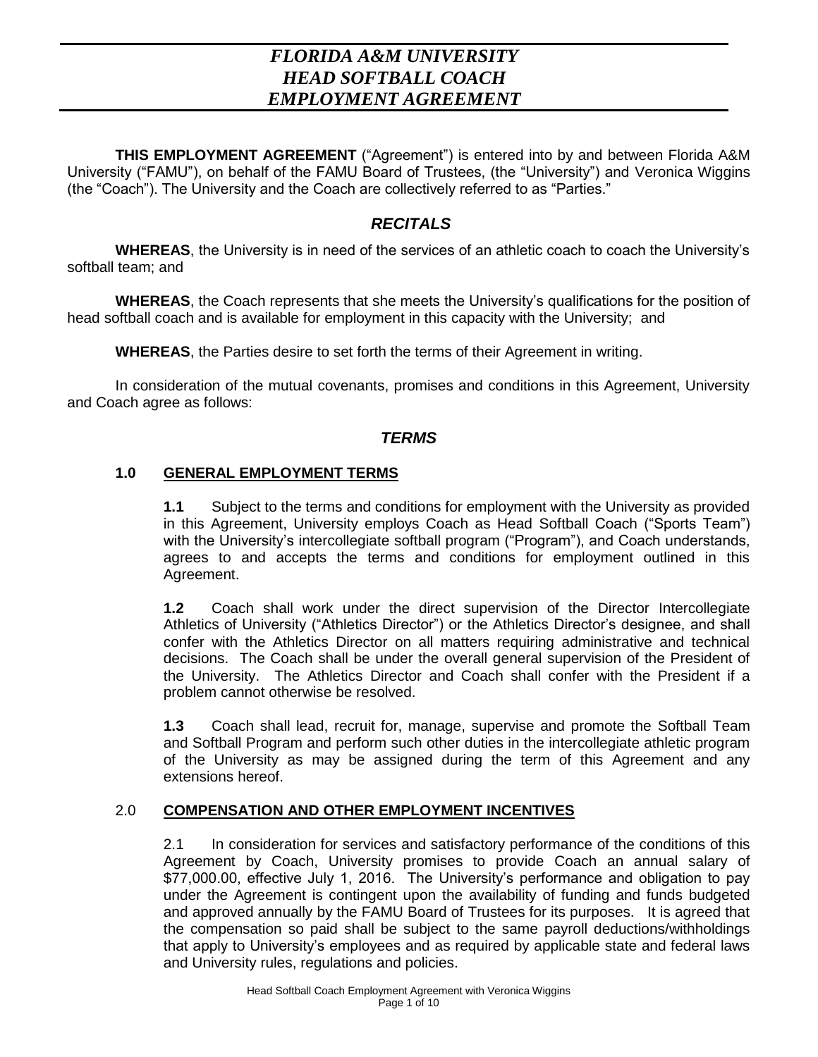# *FLORIDA A&M UNIVERSITY HEAD SOFTBALL COACH EMPLOYMENT AGREEMENT*

**THIS EMPLOYMENT AGREEMENT** ("Agreement") is entered into by and between Florida A&M University ("FAMU"), on behalf of the FAMU Board of Trustees, (the "University") and Veronica Wiggins (the "Coach"). The University and the Coach are collectively referred to as "Parties."

## *RECITALS*

**WHEREAS**, the University is in need of the services of an athletic coach to coach the University's softball team; and

**WHEREAS**, the Coach represents that she meets the University's qualifications for the position of head softball coach and is available for employment in this capacity with the University; and

**WHEREAS**, the Parties desire to set forth the terms of their Agreement in writing.

In consideration of the mutual covenants, promises and conditions in this Agreement, University and Coach agree as follows:

## *TERMS*

### 1.0 GENERAL EMPLOYMENT TERMS

**1.1** Subject to the terms and conditions for employment with the University as provided in this Agreement, University employs Coach as Head Softball Coach ("Sports Team") with the University's intercollegiate softball program ("Program"), and Coach understands, agrees to and accepts the terms and conditions for employment outlined in this Agreement.

**1.2** Coach shall work under the direct supervision of the Director Intercollegiate Athletics of University ("Athletics Director") or the Athletics Director's designee, and shall confer with the Athletics Director on all matters requiring administrative and technical decisions. The Coach shall be under the overall general supervision of the President of the University. The Athletics Director and Coach shall confer with the President if a problem cannot otherwise be resolved.

**1.3** Coach shall lead, recruit for, manage, supervise and promote the Softball Team and Softball Program and perform such other duties in the intercollegiate athletic program of the University as may be assigned during the term of this Agreement and any extensions hereof.

### 2.0 COMPENSATION AND OTHER EMPLOYMENT INCENTIVES

2.1 In consideration for services and satisfactory performance of the conditions of this Agreement by Coach, University promises to provide Coach an annual salary of $77,000.00, effective July 1, 2016. The University's performance and obligation to pay under the Agreement is contingent upon the availability of funding and funds budgeted and approved annually by the FAMU Board of Trustees for its purposes. It is agreed that the compensation so paid shall be subject to the same payroll deductions/withholdings that apply to University's employees and as required by applicable state and federal laws and University rules, regulations and policies.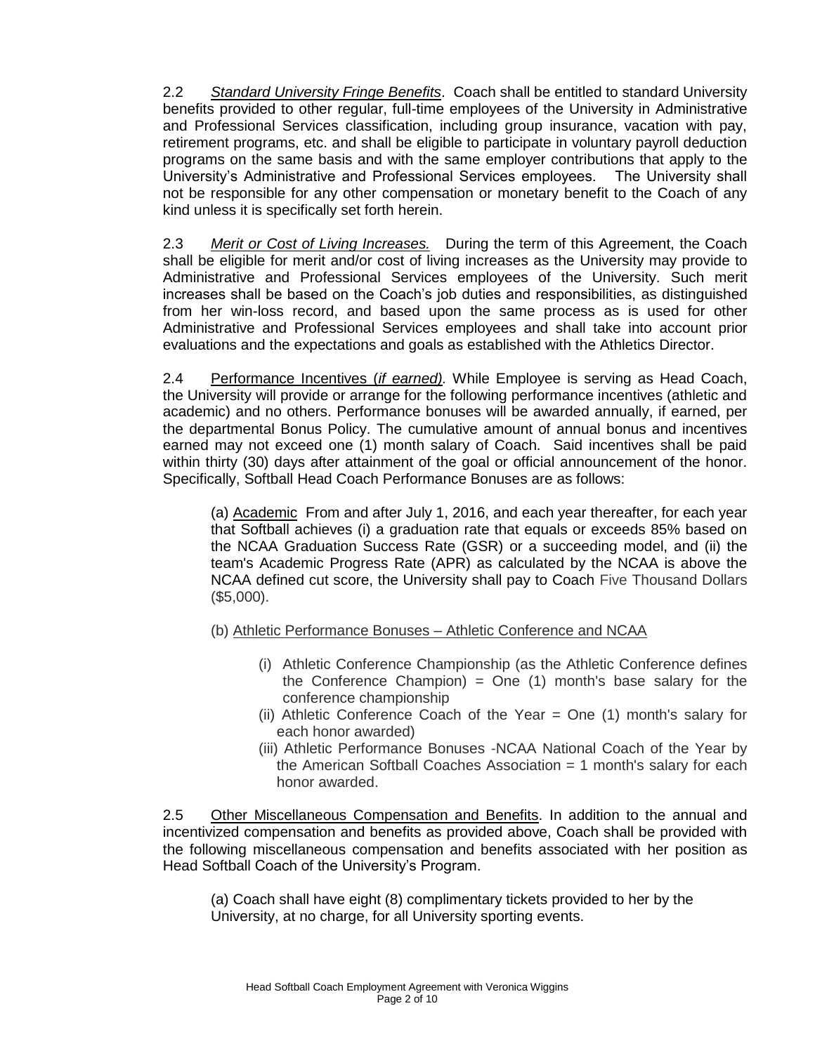2.2 *Standard University Fringe Benefits*. Coach shall be entitled to standard University benefits provided to other regular, full-time employees of the University in Administrative and Professional Services classification, including group insurance, vacation with pay, retirement programs, etc. and shall be eligible to participate in voluntary payroll deduction programs on the same basis and with the same employer contributions that apply to the University's Administrative and Professional Services employees. The University shall not be responsible for any other compensation or monetary benefit to the Coach of any kind unless it is specifically set forth herein.

2.3 *Merit or Cost of Living Increases.* During the term of this Agreement, the Coach shall be eligible for merit and/or cost of living increases as the University may provide to Administrative and Professional Services employees of the University. Such merit increases shall be based on the Coach's job duties and responsibilities, as distinguished from her win-loss record, and based upon the same process as is used for other Administrative and Professional Services employees and shall take into account prior evaluations and the expectations and goals as established with the Athletics Director.

2.4 Performance Incentives (*if earned*). While Employee is serving as Head Coach, the University will provide or arrange for the following performance incentives (athletic and academic) and no others. Performance bonuses will be awarded annually, if earned, per the departmental Bonus Policy. The cumulative amount of annual bonus and incentives earned may not exceed one (1) month salary of Coach. Said incentives shall be paid within thirty (30) days after attainment of the goal or official announcement of the honor. Specifically, Softball Head Coach Performance Bonuses are as follows:

(a) Academic From and after July 1, 2016, and each year thereafter, for each year that Softball achieves (i) a graduation rate that equals or exceeds 85% based on the NCAA Graduation Success Rate (GSR) or a succeeding model, and (ii) the team's Academic Progress Rate (APR) as calculated by the NCAA is above the NCAA defined cut score, the University shall pay to Coach Five Thousand Dollars ($5,000).

(b) Athletic Performance Bonuses – Athletic Conference and NCAA

- (i) Athletic Conference Championship (as the Athletic Conference defines the Conference Champion) = One (1) month's base salary for the conference championship
- (ii) Athletic Conference Coach of the Year = One (1) month's salary for each honor awarded)
- (iii) Athletic Performance Bonuses -NCAA National Coach of the Year by the American Softball Coaches Association = 1 month's salary for each honor awarded.

2.5 Other Miscellaneous Compensation and Benefits. In addition to the annual and incentivized compensation and benefits as provided above, Coach shall be provided with the following miscellaneous compensation and benefits associated with her position as Head Softball Coach of the University's Program.

(a) Coach shall have eight (8) complimentary tickets provided to her by the University, at no charge, for all University sporting events.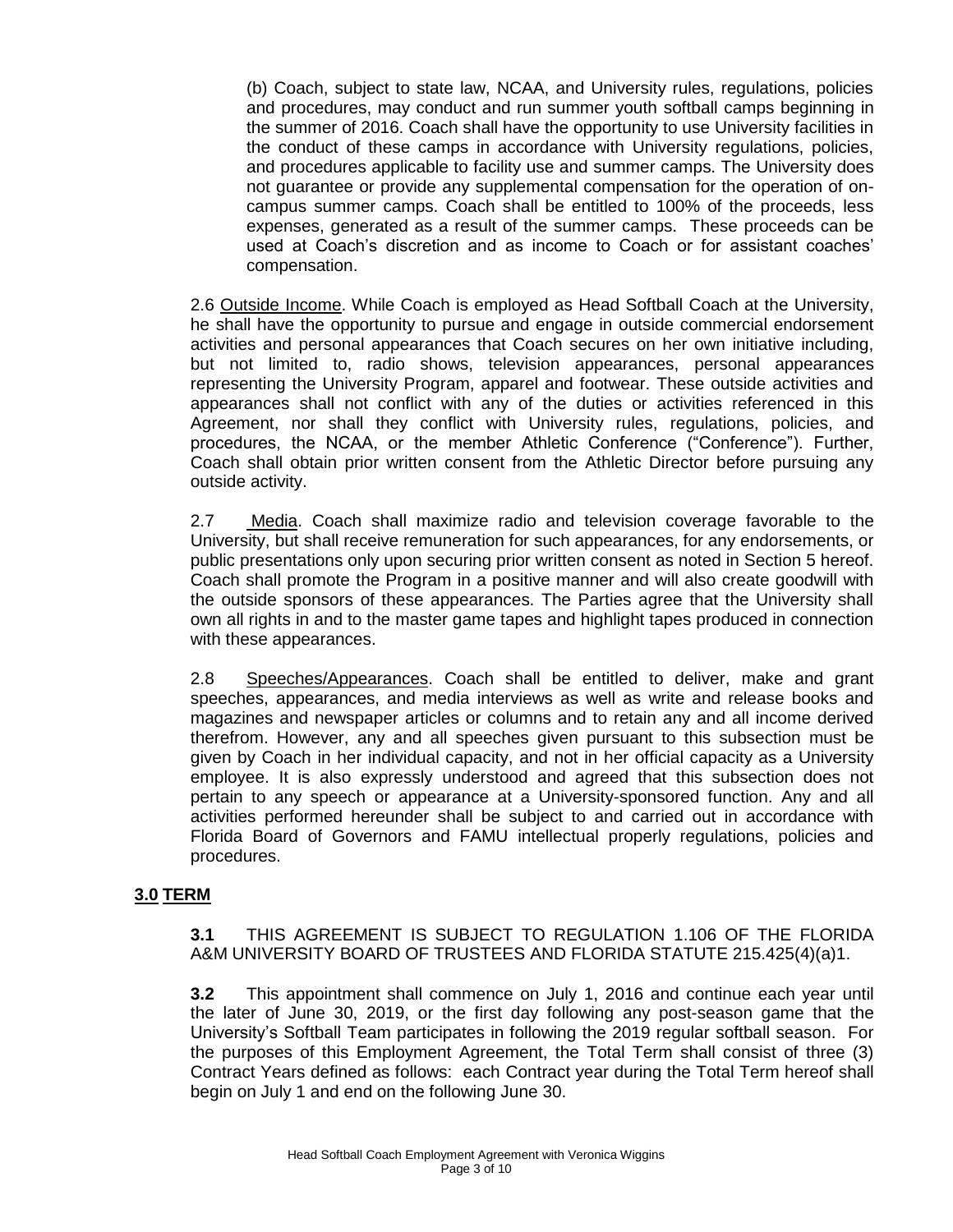(b) Coach, subject to state law, NCAA, and University rules, regulations, policies and procedures, may conduct and run summer youth softball camps beginning in the summer of 2016. Coach shall have the opportunity to use University facilities in the conduct of these camps in accordance with University regulations, policies, and procedures applicable to facility use and summer camps. The University does not guarantee or provide any supplemental compensation for the operation of on-campus summer camps. Coach shall be entitled to 100% of the proceeds, less expenses, generated as a result of the summer camps. These proceeds can be used at Coach's discretion and as income to Coach or for assistant coaches' compensation.

2.6 Outside Income. While Coach is employed as Head Softball Coach at the University, he shall have the opportunity to pursue and engage in outside commercial endorsement activities and personal appearances that Coach secures on her own initiative including, but not limited to, radio shows, television appearances, personal appearances representing the University Program, apparel and footwear. These outside activities and appearances shall not conflict with any of the duties or activities referenced in this Agreement, nor shall they conflict with University rules, regulations, policies, and procedures, the NCAA, or the member Athletic Conference ("Conference"). Further, Coach shall obtain prior written consent from the Athletic Director before pursuing any outside activity.

2.7 Media. Coach shall maximize radio and television coverage favorable to the University, but shall receive remuneration for such appearances, for any endorsements, or public presentations only upon securing prior written consent as noted in Section 5 hereof. Coach shall promote the Program in a positive manner and will also create goodwill with the outside sponsors of these appearances. The Parties agree that the University shall own all rights in and to the master game tapes and highlight tapes produced in connection with these appearances.

2.8 Speeches/Appearances. Coach shall be entitled to deliver, make and grant speeches, appearances, and media interviews as well as write and release books and magazines and newspaper articles or columns and to retain any and all income derived therefrom. However, any and all speeches given pursuant to this subsection must be given by Coach in her individual capacity, and not in her official capacity as a University employee. It is also expressly understood and agreed that this subsection does not pertain to any speech or appearance at a University-sponsored function. Any and all activities performed hereunder shall be subject to and carried out in accordance with Florida Board of Governors and FAMU intellectual properly regulations, policies and procedures.

## 3.0 TERM

**3.1** THIS AGREEMENT IS SUBJECT TO REGULATION 1.106 OF THE FLORIDA A&M UNIVERSITY BOARD OF TRUSTEES AND FLORIDA STATUTE 215.425(4)(a)1.

**3.2** This appointment shall commence on July 1, 2016 and continue each year until the later of June 30, 2019, or the first day following any post-season game that the University's Softball Team participates in following the 2019 regular softball season. For the purposes of this Employment Agreement, the Total Term shall consist of three (3) Contract Years defined as follows: each Contract year during the Total Term hereof shall begin on July 1 and end on the following June 30.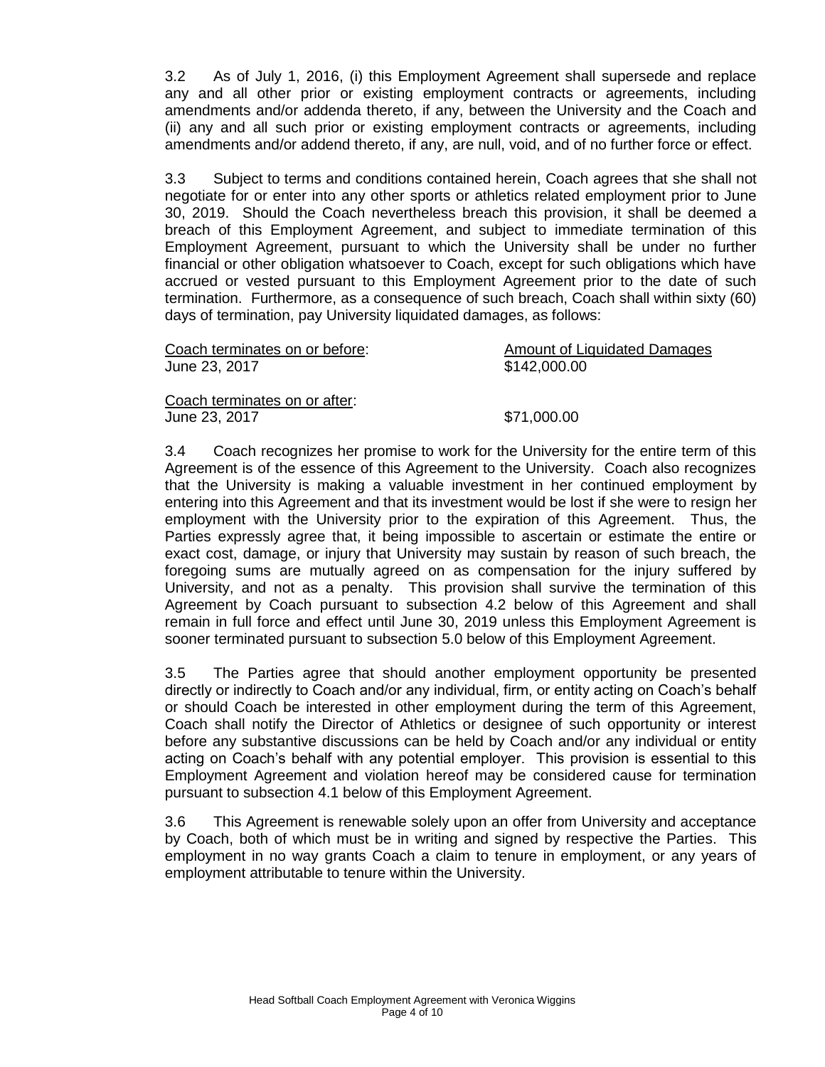3.2 As of July 1, 2016, (i) this Employment Agreement shall supersede and replace any and all other prior or existing employment contracts or agreements, including amendments and/or addenda thereto, if any, between the University and the Coach and (ii) any and all such prior or existing employment contracts or agreements, including amendments and/or addend thereto, if any, are null, void, and of no further force or effect.

3.3 Subject to terms and conditions contained herein, Coach agrees that she shall not negotiate for or enter into any other sports or athletics related employment prior to June 30, 2019. Should the Coach nevertheless breach this provision, it shall be deemed a breach of this Employment Agreement, and subject to immediate termination of this Employment Agreement, pursuant to which the University shall be under no further financial or other obligation whatsoever to Coach, except for such obligations which have accrued or vested pursuant to this Employment Agreement prior to the date of such termination. Furthermore, as a consequence of such breach, Coach shall within sixty (60) days of termination, pay University liquidated damages, as follows:

| Coach terminates on or before: | Amount of Liquidated Damages |
|---|---|
| June 23, 2017 | \$142,000.00 |
| Coach terminates on or after: | |
| June 23, 2017 | \$71,000.00 |

3.4 Coach recognizes her promise to work for the University for the entire term of this Agreement is of the essence of this Agreement to the University. Coach also recognizes that the University is making a valuable investment in her continued employment by entering into this Agreement and that its investment would be lost if she were to resign her employment with the University prior to the expiration of this Agreement. Thus, the Parties expressly agree that, it being impossible to ascertain or estimate the entire or exact cost, damage, or injury that University may sustain by reason of such breach, the foregoing sums are mutually agreed on as compensation for the injury suffered by University, and not as a penalty. This provision shall survive the termination of this Agreement by Coach pursuant to subsection 4.2 below of this Agreement and shall remain in full force and effect until June 30, 2019 unless this Employment Agreement is sooner terminated pursuant to subsection 5.0 below of this Employment Agreement.

3.5 The Parties agree that should another employment opportunity be presented directly or indirectly to Coach and/or any individual, firm, or entity acting on Coach's behalf or should Coach be interested in other employment during the term of this Agreement, Coach shall notify the Director of Athletics or designee of such opportunity or interest before any substantive discussions can be held by Coach and/or any individual or entity acting on Coach's behalf with any potential employer. This provision is essential to this Employment Agreement and violation hereof may be considered cause for termination pursuant to subsection 4.1 below of this Employment Agreement.

3.6 This Agreement is renewable solely upon an offer from University and acceptance by Coach, both of which must be in writing and signed by respective the Parties. This employment in no way grants Coach a claim to tenure in employment, or any years of employment attributable to tenure within the University.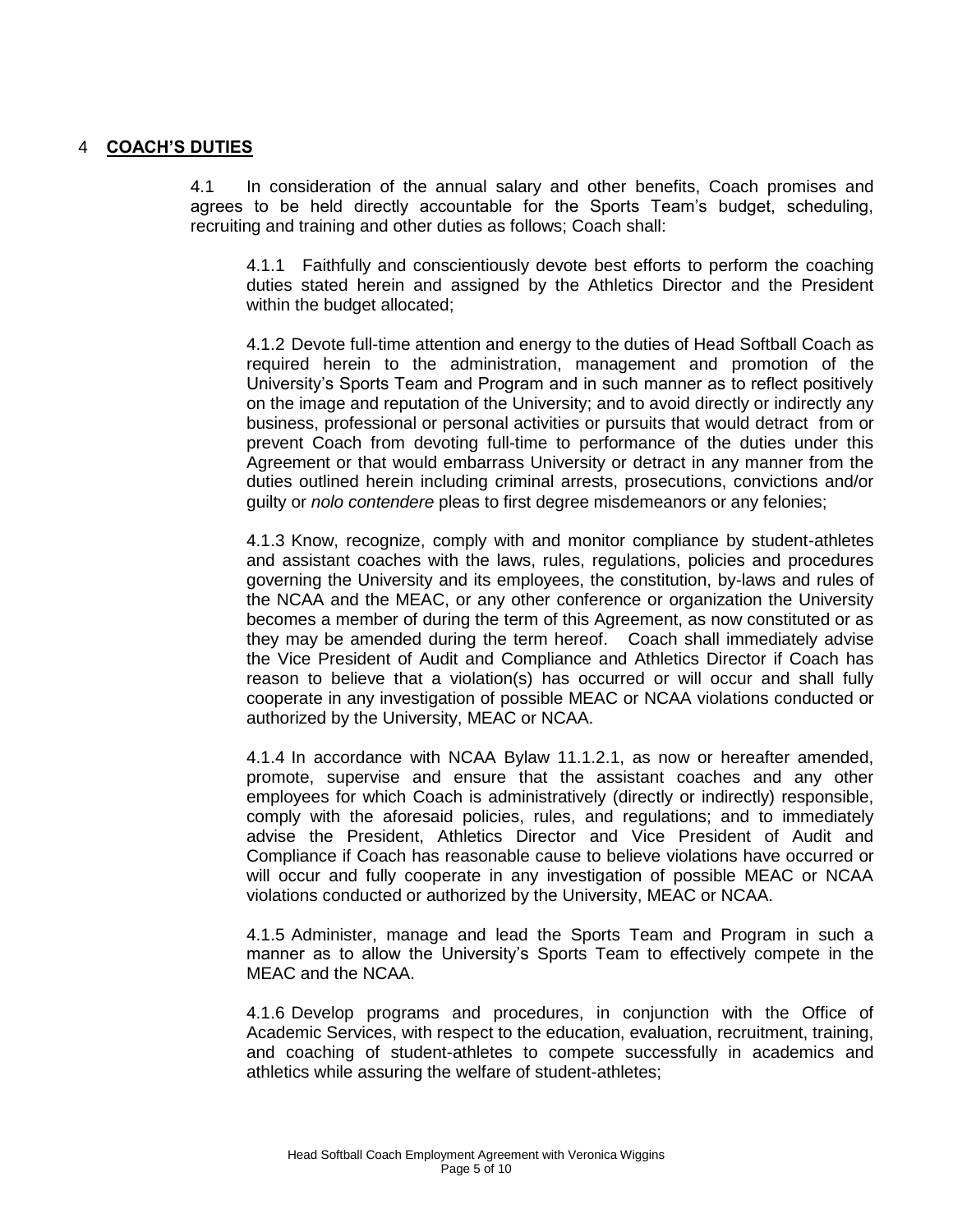## 4 **COACH'S DUTIES**

4.1 In consideration of the annual salary and other benefits, Coach promises and agrees to be held directly accountable for the Sports Team's budget, scheduling, recruiting and training and other duties as follows; Coach shall:

4.1.1 Faithfully and conscientiously devote best efforts to perform the coaching duties stated herein and assigned by the Athletics Director and the President within the budget allocated;

4.1.2 Devote full-time attention and energy to the duties of Head Softball Coach as required herein to the administration, management and promotion of the University's Sports Team and Program and in such manner as to reflect positively on the image and reputation of the University; and to avoid directly or indirectly any business, professional or personal activities or pursuits that would detract from or prevent Coach from devoting full-time to performance of the duties under this Agreement or that would embarrass University or detract in any manner from the duties outlined herein including criminal arrests, prosecutions, convictions and/or guilty or *nolo contendere* pleas to first degree misdemeanors or any felonies;

4.1.3 Know, recognize, comply with and monitor compliance by student-athletes and assistant coaches with the laws, rules, regulations, policies and procedures governing the University and its employees, the constitution, by-laws and rules of the NCAA and the MEAC, or any other conference or organization the University becomes a member of during the term of this Agreement, as now constituted or as they may be amended during the term hereof. Coach shall immediately advise the Vice President of Audit and Compliance and Athletics Director if Coach has reason to believe that a violation(s) has occurred or will occur and shall fully cooperate in any investigation of possible MEAC or NCAA violations conducted or authorized by the University, MEAC or NCAA.

4.1.4 In accordance with NCAA Bylaw 11.1.2.1, as now or hereafter amended, promote, supervise and ensure that the assistant coaches and any other employees for which Coach is administratively (directly or indirectly) responsible, comply with the aforesaid policies, rules, and regulations; and to immediately advise the President, Athletics Director and Vice President of Audit and Compliance if Coach has reasonable cause to believe violations have occurred or will occur and fully cooperate in any investigation of possible MEAC or NCAA violations conducted or authorized by the University, MEAC or NCAA.

4.1.5 Administer, manage and lead the Sports Team and Program in such a manner as to allow the University's Sports Team to effectively compete in the MEAC and the NCAA.

4.1.6 Develop programs and procedures, in conjunction with the Office of Academic Services, with respect to the education, evaluation, recruitment, training, and coaching of student-athletes to compete successfully in academics and athletics while assuring the welfare of student-athletes;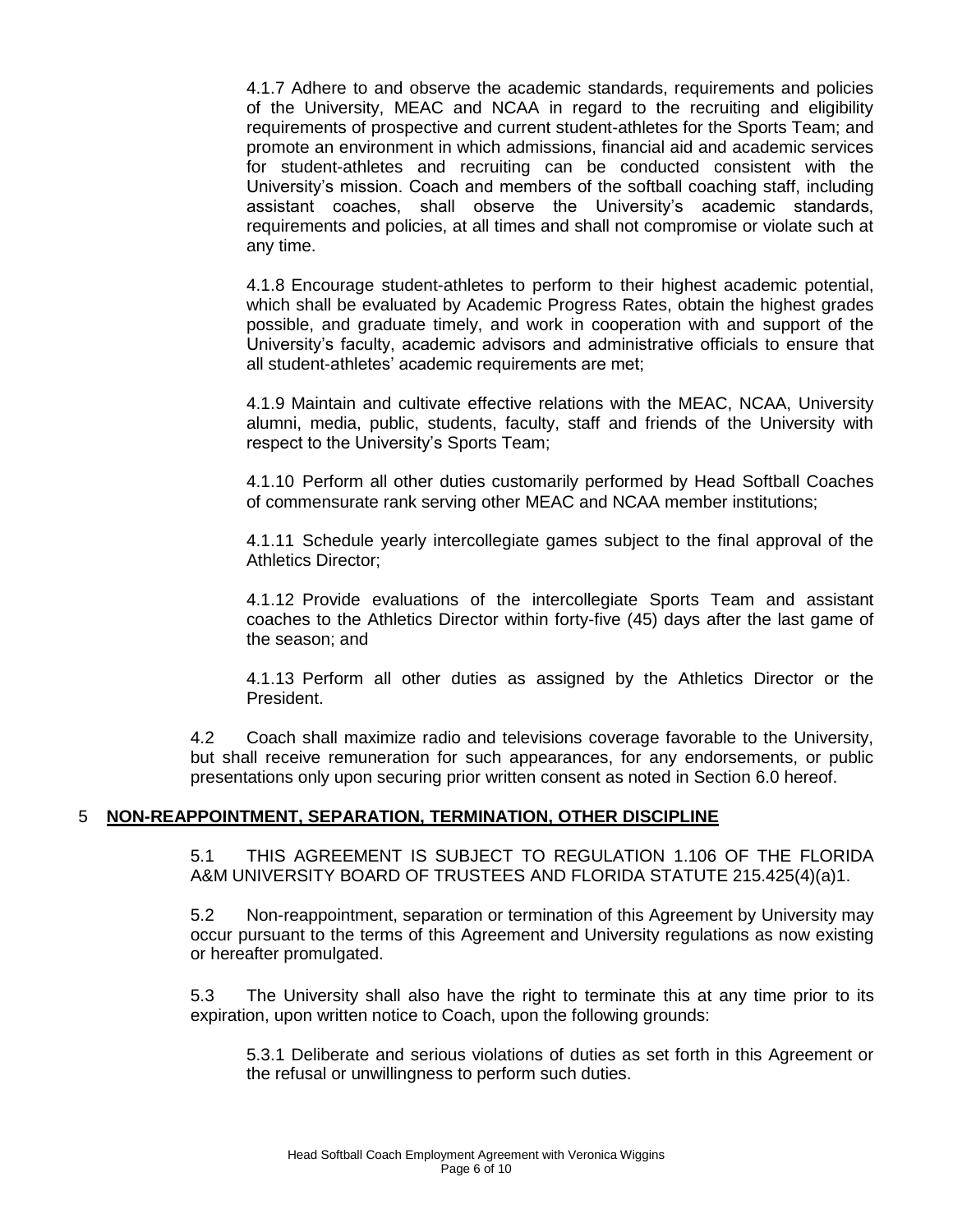4.1.7 Adhere to and observe the academic standards, requirements and policies of the University, MEAC and NCAA in regard to the recruiting and eligibility requirements of prospective and current student-athletes for the Sports Team; and promote an environment in which admissions, financial aid and academic services for student-athletes and recruiting can be conducted consistent with the University's mission. Coach and members of the softball coaching staff, including assistant coaches, shall observe the University's academic standards, requirements and policies, at all times and shall not compromise or violate such at any time.

4.1.8 Encourage student-athletes to perform to their highest academic potential, which shall be evaluated by Academic Progress Rates, obtain the highest grades possible, and graduate timely, and work in cooperation with and support of the University's faculty, academic advisors and administrative officials to ensure that all student-athletes' academic requirements are met;

4.1.9 Maintain and cultivate effective relations with the MEAC, NCAA, University alumni, media, public, students, faculty, staff and friends of the University with respect to the University's Sports Team;

4.1.10 Perform all other duties customarily performed by Head Softball Coaches of commensurate rank serving other MEAC and NCAA member institutions;

4.1.11 Schedule yearly intercollegiate games subject to the final approval of the Athletics Director;

4.1.12 Provide evaluations of the intercollegiate Sports Team and assistant coaches to the Athletics Director within forty-five (45) days after the last game of the season; and

4.1.13 Perform all other duties as assigned by the Athletics Director or the President.

4.2 Coach shall maximize radio and televisions coverage favorable to the University, but shall receive remuneration for such appearances, for any endorsements, or public presentations only upon securing prior written consent as noted in Section 6.0 hereof.

## 5 NON-REAPPOINTMENT, SEPARATION, TERMINATION, OTHER DISCIPLINE

5.1 THIS AGREEMENT IS SUBJECT TO REGULATION 1.106 OF THE FLORIDA A&M UNIVERSITY BOARD OF TRUSTEES AND FLORIDA STATUTE 215.425(4)(a)1.

5.2 Non-reappointment, separation or termination of this Agreement by University may occur pursuant to the terms of this Agreement and University regulations as now existing or hereafter promulgated.

5.3 The University shall also have the right to terminate this at any time prior to its expiration, upon written notice to Coach, upon the following grounds:

5.3.1 Deliberate and serious violations of duties as set forth in this Agreement or the refusal or unwillingness to perform such duties.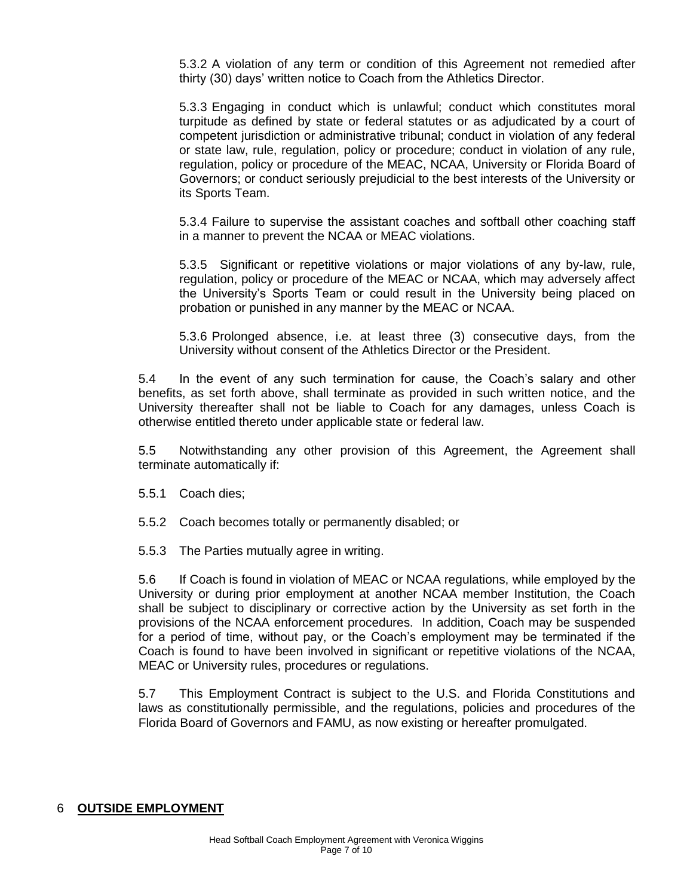5.3.2 A violation of any term or condition of this Agreement not remedied after thirty (30) days' written notice to Coach from the Athletics Director.

5.3.3 Engaging in conduct which is unlawful; conduct which constitutes moral turpitude as defined by state or federal statutes or as adjudicated by a court of competent jurisdiction or administrative tribunal; conduct in violation of any federal or state law, rule, regulation, policy or procedure; conduct in violation of any rule, regulation, policy or procedure of the MEAC, NCAA, University or Florida Board of Governors; or conduct seriously prejudicial to the best interests of the University or its Sports Team.

5.3.4 Failure to supervise the assistant coaches and softball other coaching staff in a manner to prevent the NCAA or MEAC violations.

5.3.5 Significant or repetitive violations or major violations of any by-law, rule, regulation, policy or procedure of the MEAC or NCAA, which may adversely affect the University's Sports Team or could result in the University being placed on probation or punished in any manner by the MEAC or NCAA.

5.3.6 Prolonged absence, i.e. at least three (3) consecutive days, from the University without consent of the Athletics Director or the President.

5.4 In the event of any such termination for cause, the Coach's salary and other benefits, as set forth above, shall terminate as provided in such written notice, and the University thereafter shall not be liable to Coach for any damages, unless Coach is otherwise entitled thereto under applicable state or federal law.

5.5 Notwithstanding any other provision of this Agreement, the Agreement shall terminate automatically if:

5.5.1 Coach dies;

5.5.2 Coach becomes totally or permanently disabled; or

5.5.3 The Parties mutually agree in writing.

5.6 If Coach is found in violation of MEAC or NCAA regulations, while employed by the University or during prior employment at another NCAA member Institution, the Coach shall be subject to disciplinary or corrective action by the University as set forth in the provisions of the NCAA enforcement procedures. In addition, Coach may be suspended for a period of time, without pay, or the Coach's employment may be terminated if the Coach is found to have been involved in significant or repetitive violations of the NCAA, MEAC or University rules, procedures or regulations.

5.7 This Employment Contract is subject to the U.S. and Florida Constitutions and laws as constitutionally permissible, and the regulations, policies and procedures of the Florida Board of Governors and FAMU, as now existing or hereafter promulgated.

## 6 **OUTSIDE EMPLOYMENT**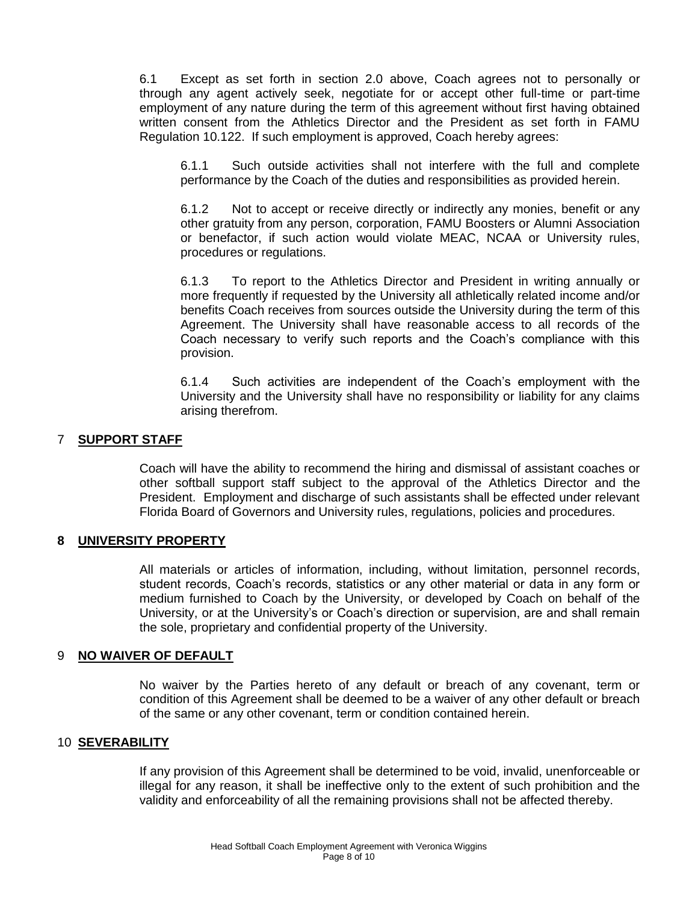6.1 Except as set forth in section 2.0 above, Coach agrees not to personally or through any agent actively seek, negotiate for or accept other full-time or part-time employment of any nature during the term of this agreement without first having obtained written consent from the Athletics Director and the President as set forth in FAMU Regulation 10.122. If such employment is approved, Coach hereby agrees:

6.1.1 Such outside activities shall not interfere with the full and complete performance by the Coach of the duties and responsibilities as provided herein.

6.1.2 Not to accept or receive directly or indirectly any monies, benefit or any other gratuity from any person, corporation, FAMU Boosters or Alumni Association or benefactor, if such action would violate MEAC, NCAA or University rules, procedures or regulations.

6.1.3 To report to the Athletics Director and President in writing annually or more frequently if requested by the University all athletically related income and/or benefits Coach receives from sources outside the University during the term of this Agreement. The University shall have reasonable access to all records of the Coach necessary to verify such reports and the Coach's compliance with this provision.

6.1.4 Such activities are independent of the Coach's employment with the University and the University shall have no responsibility or liability for any claims arising therefrom.

## 7 SUPPORT STAFF

Coach will have the ability to recommend the hiring and dismissal of assistant coaches or other softball support staff subject to the approval of the Athletics Director and the President. Employment and discharge of such assistants shall be effected under relevant Florida Board of Governors and University rules, regulations, policies and procedures.

## 8 UNIVERSITY PROPERTY

All materials or articles of information, including, without limitation, personnel records, student records, Coach's records, statistics or any other material or data in any form or medium furnished to Coach by the University, or developed by Coach on behalf of the University, or at the University's or Coach's direction or supervision, are and shall remain the sole, proprietary and confidential property of the University.

## 9 NO WAIVER OF DEFAULT

No waiver by the Parties hereto of any default or breach of any covenant, term or condition of this Agreement shall be deemed to be a waiver of any other default or breach of the same or any other covenant, term or condition contained herein.

## 10 SEVERABILITY

If any provision of this Agreement shall be determined to be void, invalid, unenforceable or illegal for any reason, it shall be ineffective only to the extent of such prohibition and the validity and enforceability of all the remaining provisions shall not be affected thereby.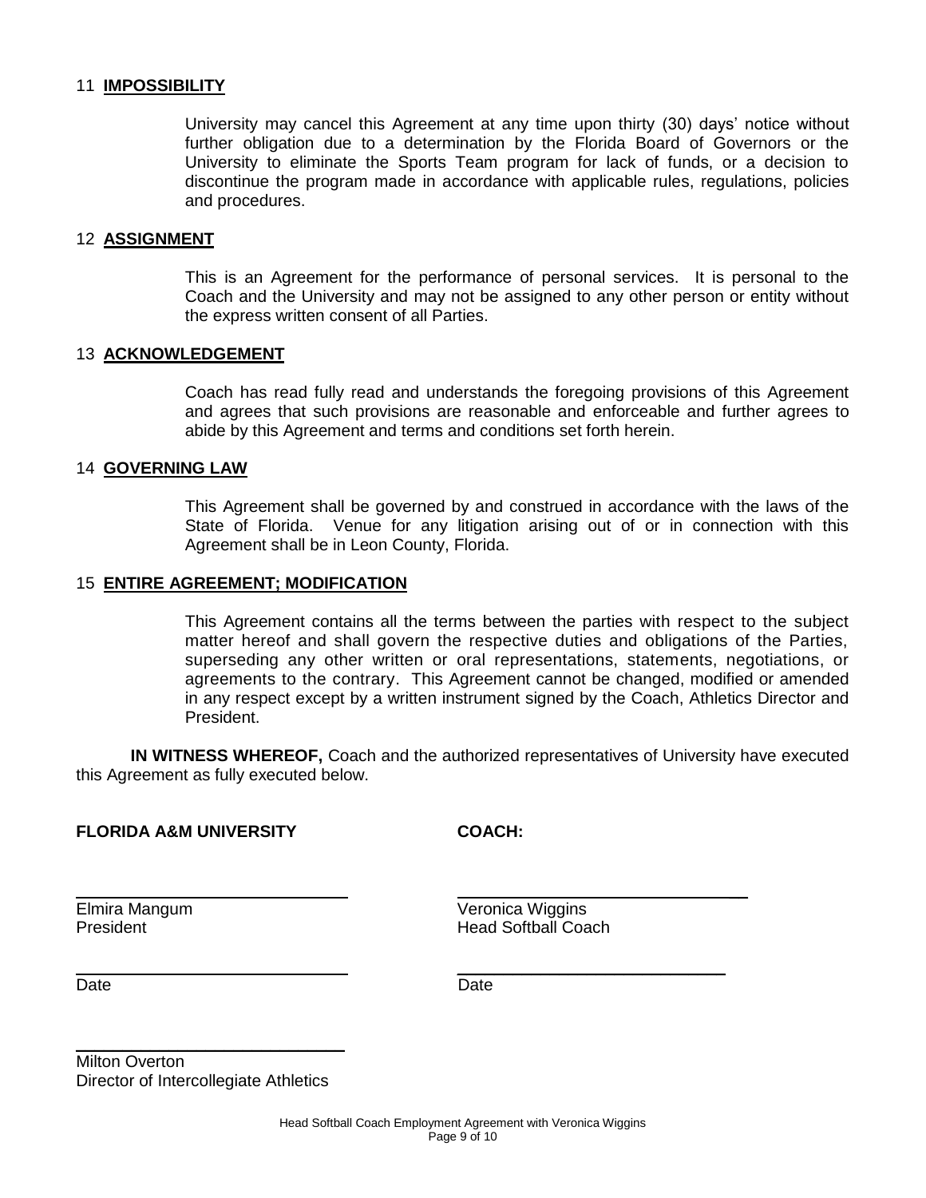## 11 IMPOSSIBILITY

University may cancel this Agreement at any time upon thirty (30) days' notice without further obligation due to a determination by the Florida Board of Governors or the University to eliminate the Sports Team program for lack of funds, or a decision to discontinue the program made in accordance with applicable rules, regulations, policies and procedures.

## 12 ASSIGNMENT

This is an Agreement for the performance of personal services. It is personal to the Coach and the University and may not be assigned to any other person or entity without the express written consent of all Parties.

## 13 ACKNOWLEDGEMENT

Coach has read fully read and understands the foregoing provisions of this Agreement and agrees that such provisions are reasonable and enforceable and further agrees to abide by this Agreement and terms and conditions set forth herein.

## 14 GOVERNING LAW

This Agreement shall be governed by and construed in accordance with the laws of the State of Florida. Venue for any litigation arising out of or in connection with this Agreement shall be in Leon County, Florida.

## 15 ENTIRE AGREEMENT; MODIFICATION

This Agreement contains all the terms between the parties with respect to the subject matter hereof and shall govern the respective duties and obligations of the Parties, superseding any other written or oral representations, statements, negotiations, or agreements to the contrary. This Agreement cannot be changed, modified or amended in any respect except by a written instrument signed by the Coach, Athletics Director and President.

**IN WITNESS WHEREOF,** Coach and the authorized representatives of University have executed this Agreement as fully executed below.

**FLORIDA A&M UNIVERSITY**

\_\_\_\_\_\_\_\_\_\_\_\_\_\_\_\_\_\_\_\_\_\_\_\_\_\_\_\_\_\_
Elmira Mangum
President

\_\_\_\_\_\_\_\_\_\_\_\_\_\_\_\_\_\_\_\_\_\_\_\_\_\_\_\_\_\_
Date

\_\_\_\_\_\_\_\_\_\_\_\_\_\_\_\_\_\_\_\_\_\_\_\_\_\_\_\_\_\_
Milton Overton
Director of Intercollegiate Athletics

**COACH:**

\_\_\_\_\_\_\_\_\_\_\_\_\_\_\_\_\_\_\_\_\_\_\_\_\_\_\_\_\_\_
Veronica Wiggins
Head Softball Coach

\_\_\_\_\_\_\_\_\_\_\_\_\_\_\_\_\_\_\_\_\_\_\_\_\_\_\_\_\_\_
Date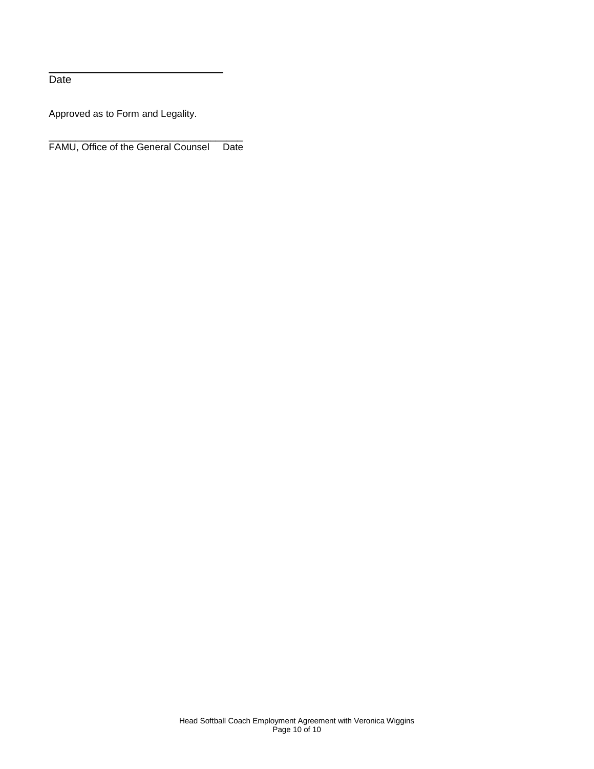______________________________
Date

Approved as to Form and Legality.

___________________________________
FAMU, Office of the General Counsel     Date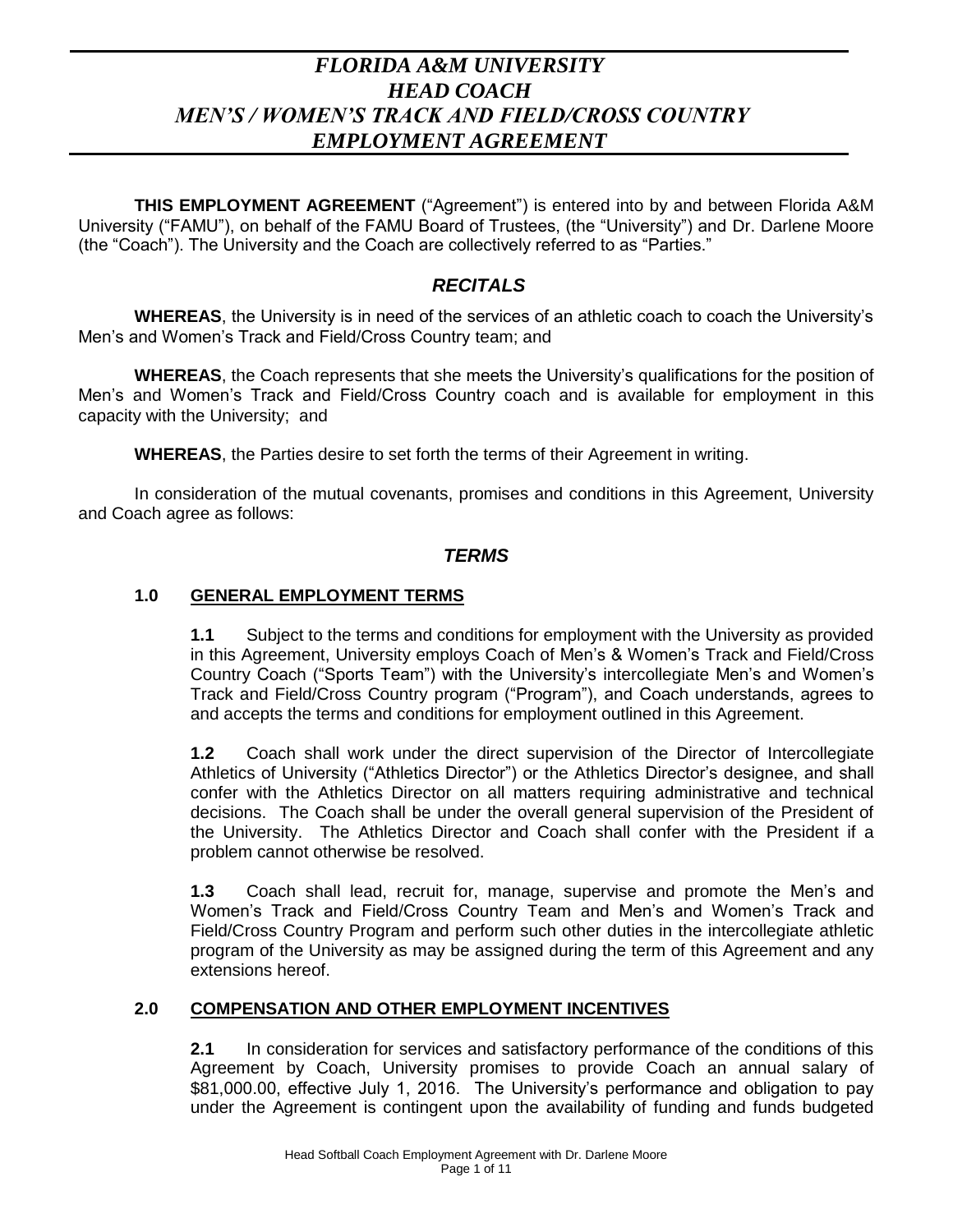# *FLORIDA A&M UNIVERSITY HEAD COACH MEN'S / WOMEN'S TRACK AND FIELD/CROSS COUNTRY EMPLOYMENT AGREEMENT*

**THIS EMPLOYMENT AGREEMENT** ("Agreement") is entered into by and between Florida A&M University ("FAMU"), on behalf of the FAMU Board of Trustees, (the "University") and Dr. Darlene Moore (the "Coach"). The University and the Coach are collectively referred to as "Parties."

## *RECITALS*

**WHEREAS**, the University is in need of the services of an athletic coach to coach the University's Men's and Women's Track and Field/Cross Country team; and

**WHEREAS**, the Coach represents that she meets the University's qualifications for the position of Men's and Women's Track and Field/Cross Country coach and is available for employment in this capacity with the University; and

**WHEREAS**, the Parties desire to set forth the terms of their Agreement in writing.

In consideration of the mutual covenants, promises and conditions in this Agreement, University and Coach agree as follows:

## *TERMS*

### **1.0 GENERAL EMPLOYMENT TERMS**

**1.1** Subject to the terms and conditions for employment with the University as provided in this Agreement, University employs Coach of Men's & Women's Track and Field/Cross Country Coach ("Sports Team") with the University's intercollegiate Men's and Women's Track and Field/Cross Country program ("Program"), and Coach understands, agrees to and accepts the terms and conditions for employment outlined in this Agreement.

**1.2** Coach shall work under the direct supervision of the Director of Intercollegiate Athletics of University ("Athletics Director") or the Athletics Director's designee, and shall confer with the Athletics Director on all matters requiring administrative and technical decisions. The Coach shall be under the overall general supervision of the President of the University. The Athletics Director and Coach shall confer with the President if a problem cannot otherwise be resolved.

**1.3** Coach shall lead, recruit for, manage, supervise and promote the Men's and Women's Track and Field/Cross Country Team and Men's and Women's Track and Field/Cross Country Program and perform such other duties in the intercollegiate athletic program of the University as may be assigned during the term of this Agreement and any extensions hereof.

### **2.0 COMPENSATION AND OTHER EMPLOYMENT INCENTIVES**

**2.1** In consideration for services and satisfactory performance of the conditions of this Agreement by Coach, University promises to provide Coach an annual salary of $81,000.00, effective July 1, 2016. The University's performance and obligation to pay under the Agreement is contingent upon the availability of funding and funds budgeted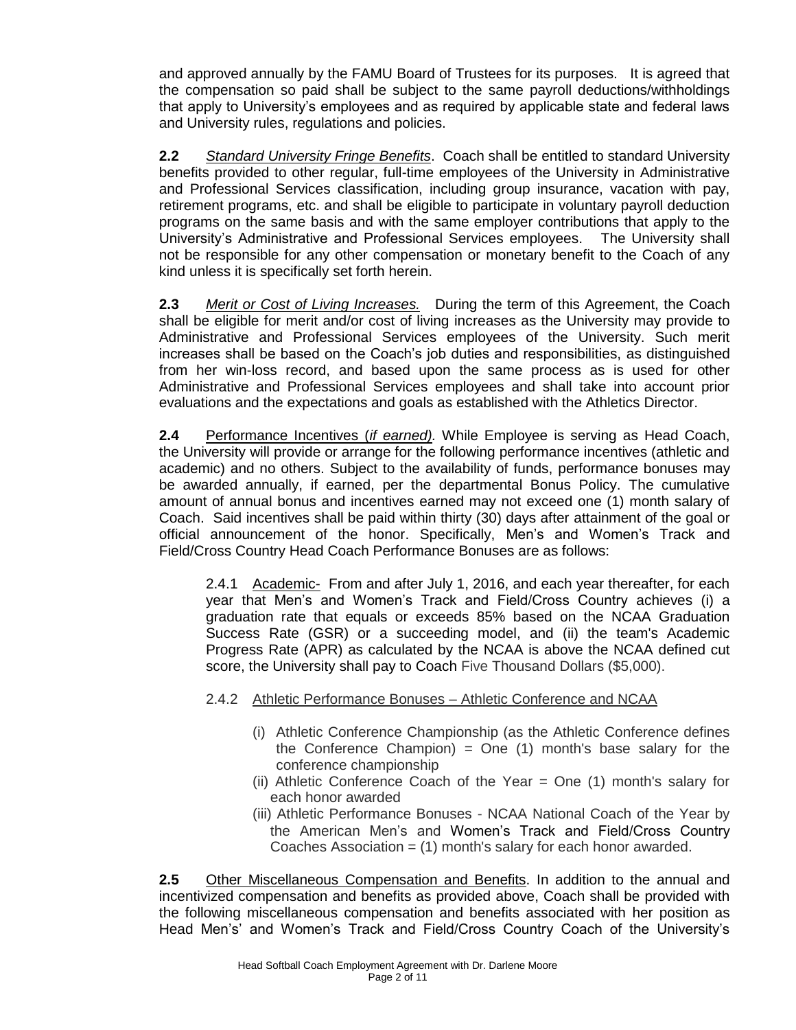and approved annually by the FAMU Board of Trustees for its purposes. It is agreed that the compensation so paid shall be subject to the same payroll deductions/withholdings that apply to University's employees and as required by applicable state and federal laws and University rules, regulations and policies.

**2.2** *Standard University Fringe Benefits*. Coach shall be entitled to standard University benefits provided to other regular, full-time employees of the University in Administrative and Professional Services classification, including group insurance, vacation with pay, retirement programs, etc. and shall be eligible to participate in voluntary payroll deduction programs on the same basis and with the same employer contributions that apply to the University's Administrative and Professional Services employees. The University shall not be responsible for any other compensation or monetary benefit to the Coach of any kind unless it is specifically set forth herein.

**2.3** *Merit or Cost of Living Increases.* During the term of this Agreement, the Coach shall be eligible for merit and/or cost of living increases as the University may provide to Administrative and Professional Services employees of the University. Such merit increases shall be based on the Coach's job duties and responsibilities, as distinguished from her win-loss record, and based upon the same process as is used for other Administrative and Professional Services employees and shall take into account prior evaluations and the expectations and goals as established with the Athletics Director.

**2.4** Performance Incentives (*if earned).* While Employee is serving as Head Coach, the University will provide or arrange for the following performance incentives (athletic and academic) and no others. Subject to the availability of funds, performance bonuses may be awarded annually, if earned, per the departmental Bonus Policy. The cumulative amount of annual bonus and incentives earned may not exceed one (1) month salary of Coach. Said incentives shall be paid within thirty (30) days after attainment of the goal or official announcement of the honor. Specifically, Men's and Women's Track and Field/Cross Country Head Coach Performance Bonuses are as follows:

2.4.1 Academic- From and after July 1, 2016, and each year thereafter, for each year that Men's and Women's Track and Field/Cross Country achieves (i) a graduation rate that equals or exceeds 85% based on the NCAA Graduation Success Rate (GSR) or a succeeding model, and (ii) the team's Academic Progress Rate (APR) as calculated by the NCAA is above the NCAA defined cut score, the University shall pay to Coach Five Thousand Dollars ($5,000).

2.4.2 Athletic Performance Bonuses – Athletic Conference and NCAA

(i) Athletic Conference Championship (as the Athletic Conference defines the Conference Champion) = One (1) month's base salary for the conference championship

(ii) Athletic Conference Coach of the Year = One (1) month's salary for each honor awarded

(iii) Athletic Performance Bonuses - NCAA National Coach of the Year by the American Men's and Women's Track and Field/Cross Country Coaches Association = (1) month's salary for each honor awarded.

**2.5** Other Miscellaneous Compensation and Benefits. In addition to the annual and incentivized compensation and benefits as provided above, Coach shall be provided with the following miscellaneous compensation and benefits associated with her position as Head Men's' and Women's Track and Field/Cross Country Coach of the University's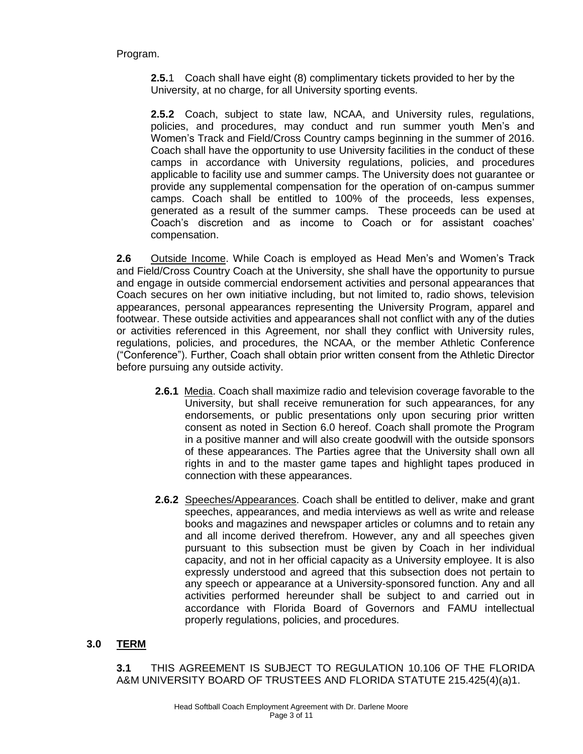Program.

**2.5.**1 Coach shall have eight (8) complimentary tickets provided to her by the University, at no charge, for all University sporting events.

**2.5.2** Coach, subject to state law, NCAA, and University rules, regulations, policies, and procedures, may conduct and run summer youth Men's and Women's Track and Field/Cross Country camps beginning in the summer of 2016. Coach shall have the opportunity to use University facilities in the conduct of these camps in accordance with University regulations, policies, and procedures applicable to facility use and summer camps. The University does not guarantee or provide any supplemental compensation for the operation of on-campus summer camps. Coach shall be entitled to 100% of the proceeds, less expenses, generated as a result of the summer camps. These proceeds can be used at Coach's discretion and as income to Coach or for assistant coaches' compensation.

**2.6** Outside Income. While Coach is employed as Head Men's and Women's Track and Field/Cross Country Coach at the University, she shall have the opportunity to pursue and engage in outside commercial endorsement activities and personal appearances that Coach secures on her own initiative including, but not limited to, radio shows, television appearances, personal appearances representing the University Program, apparel and footwear. These outside activities and appearances shall not conflict with any of the duties or activities referenced in this Agreement, nor shall they conflict with University rules, regulations, policies, and procedures, the NCAA, or the member Athletic Conference ("Conference"). Further, Coach shall obtain prior written consent from the Athletic Director before pursuing any outside activity.

**2.6.1** Media. Coach shall maximize radio and television coverage favorable to the University, but shall receive remuneration for such appearances, for any endorsements, or public presentations only upon securing prior written consent as noted in Section 6.0 hereof. Coach shall promote the Program in a positive manner and will also create goodwill with the outside sponsors of these appearances. The Parties agree that the University shall own all rights in and to the master game tapes and highlight tapes produced in connection with these appearances.

**2.6.2** Speeches/Appearances. Coach shall be entitled to deliver, make and grant speeches, appearances, and media interviews as well as write and release books and magazines and newspaper articles or columns and to retain any and all income derived therefrom. However, any and all speeches given pursuant to this subsection must be given by Coach in her individual capacity, and not in her official capacity as a University employee. It is also expressly understood and agreed that this subsection does not pertain to any speech or appearance at a University-sponsored function. Any and all activities performed hereunder shall be subject to and carried out in accordance with Florida Board of Governors and FAMU intellectual properly regulations, policies, and procedures.

## 3.0 TERM

**3.1** THIS AGREEMENT IS SUBJECT TO REGULATION 10.106 OF THE FLORIDA A&M UNIVERSITY BOARD OF TRUSTEES AND FLORIDA STATUTE 215.425(4)(a)1.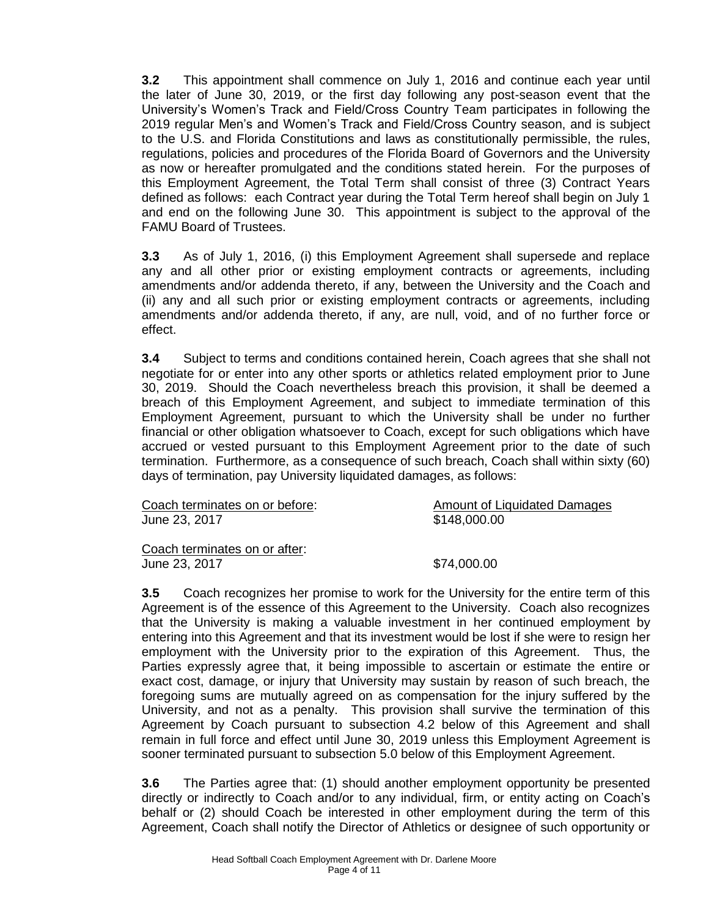**3.2** This appointment shall commence on July 1, 2016 and continue each year until the later of June 30, 2019, or the first day following any post-season event that the University's Women's Track and Field/Cross Country Team participates in following the 2019 regular Men's and Women's Track and Field/Cross Country season, and is subject to the U.S. and Florida Constitutions and laws as constitutionally permissible, the rules, regulations, policies and procedures of the Florida Board of Governors and the University as now or hereafter promulgated and the conditions stated herein. For the purposes of this Employment Agreement, the Total Term shall consist of three (3) Contract Years defined as follows: each Contract year during the Total Term hereof shall begin on July 1 and end on the following June 30. This appointment is subject to the approval of the FAMU Board of Trustees.

**3.3** As of July 1, 2016, (i) this Employment Agreement shall supersede and replace any and all other prior or existing employment contracts or agreements, including amendments and/or addenda thereto, if any, between the University and the Coach and (ii) any and all such prior or existing employment contracts or agreements, including amendments and/or addenda thereto, if any, are null, void, and of no further force or effect.

**3.4** Subject to terms and conditions contained herein, Coach agrees that she shall not negotiate for or enter into any other sports or athletics related employment prior to June 30, 2019. Should the Coach nevertheless breach this provision, it shall be deemed a breach of this Employment Agreement, and subject to immediate termination of this Employment Agreement, pursuant to which the University shall be under no further financial or other obligation whatsoever to Coach, except for such obligations which have accrued or vested pursuant to this Employment Agreement prior to the date of such termination. Furthermore, as a consequence of such breach, Coach shall within sixty (60) days of termination, pay University liquidated damages, as follows:

| Coach terminates on or before: | Amount of Liquidated Damages |
|---|---|
| June 23, 2017 | \$148,000.00 |
| Coach terminates on or after: | |
| June 23, 2017 | \$74,000.00 |

**3.5** Coach recognizes her promise to work for the University for the entire term of this Agreement is of the essence of this Agreement to the University. Coach also recognizes that the University is making a valuable investment in her continued employment by entering into this Agreement and that its investment would be lost if she were to resign her employment with the University prior to the expiration of this Agreement. Thus, the Parties expressly agree that, it being impossible to ascertain or estimate the entire or exact cost, damage, or injury that University may sustain by reason of such breach, the foregoing sums are mutually agreed on as compensation for the injury suffered by the University, and not as a penalty. This provision shall survive the termination of this Agreement by Coach pursuant to subsection 4.2 below of this Agreement and shall remain in full force and effect until June 30, 2019 unless this Employment Agreement is sooner terminated pursuant to subsection 5.0 below of this Employment Agreement.

**3.6** The Parties agree that: (1) should another employment opportunity be presented directly or indirectly to Coach and/or to any individual, firm, or entity acting on Coach's behalf or (2) should Coach be interested in other employment during the term of this Agreement, Coach shall notify the Director of Athletics or designee of such opportunity or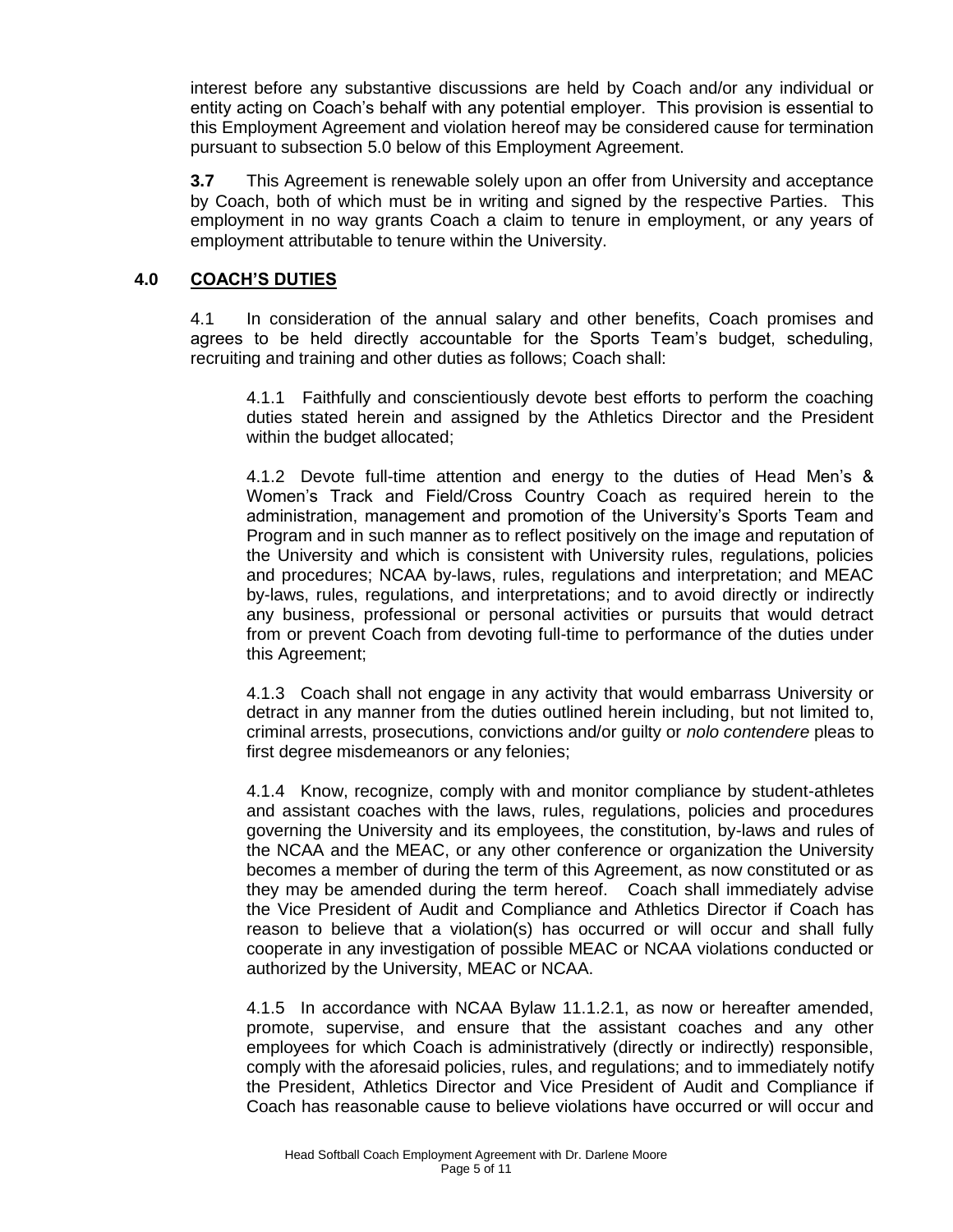interest before any substantive discussions are held by Coach and/or any individual or entity acting on Coach's behalf with any potential employer. This provision is essential to this Employment Agreement and violation hereof may be considered cause for termination pursuant to subsection 5.0 below of this Employment Agreement.

**3.7** This Agreement is renewable solely upon an offer from University and acceptance by Coach, both of which must be in writing and signed by the respective Parties. This employment in no way grants Coach a claim to tenure in employment, or any years of employment attributable to tenure within the University.

## 4.0 COACH'S DUTIES

4.1 In consideration of the annual salary and other benefits, Coach promises and agrees to be held directly accountable for the Sports Team's budget, scheduling, recruiting and training and other duties as follows; Coach shall:

4.1.1 Faithfully and conscientiously devote best efforts to perform the coaching duties stated herein and assigned by the Athletics Director and the President within the budget allocated;

4.1.2 Devote full-time attention and energy to the duties of Head Men's & Women's Track and Field/Cross Country Coach as required herein to the administration, management and promotion of the University's Sports Team and Program and in such manner as to reflect positively on the image and reputation of the University and which is consistent with University rules, regulations, policies and procedures; NCAA by-laws, rules, regulations and interpretation; and MEAC by-laws, rules, regulations, and interpretations; and to avoid directly or indirectly any business, professional or personal activities or pursuits that would detract from or prevent Coach from devoting full-time to performance of the duties under this Agreement;

4.1.3 Coach shall not engage in any activity that would embarrass University or detract in any manner from the duties outlined herein including, but not limited to, criminal arrests, prosecutions, convictions and/or guilty or *nolo contendere* pleas to first degree misdemeanors or any felonies;

4.1.4 Know, recognize, comply with and monitor compliance by student-athletes and assistant coaches with the laws, rules, regulations, policies and procedures governing the University and its employees, the constitution, by-laws and rules of the NCAA and the MEAC, or any other conference or organization the University becomes a member of during the term of this Agreement, as now constituted or as they may be amended during the term hereof. Coach shall immediately advise the Vice President of Audit and Compliance and Athletics Director if Coach has reason to believe that a violation(s) has occurred or will occur and shall fully cooperate in any investigation of possible MEAC or NCAA violations conducted or authorized by the University, MEAC or NCAA.

4.1.5 In accordance with NCAA Bylaw 11.1.2.1, as now or hereafter amended, promote, supervise, and ensure that the assistant coaches and any other employees for which Coach is administratively (directly or indirectly) responsible, comply with the aforesaid policies, rules, and regulations; and to immediately notify the President, Athletics Director and Vice President of Audit and Compliance if Coach has reasonable cause to believe violations have occurred or will occur and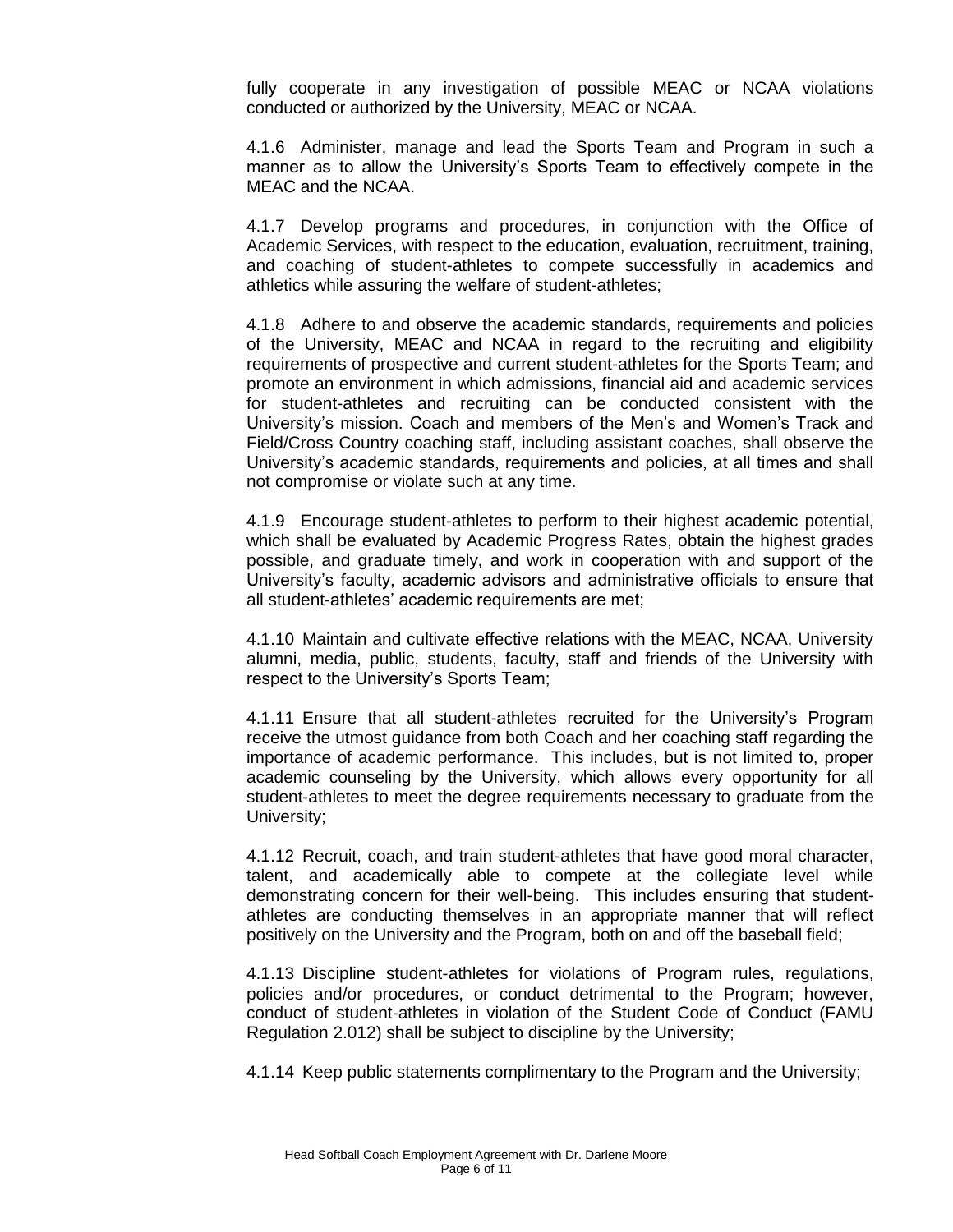fully cooperate in any investigation of possible MEAC or NCAA violations conducted or authorized by the University, MEAC or NCAA.

4.1.6 Administer, manage and lead the Sports Team and Program in such a manner as to allow the University's Sports Team to effectively compete in the MEAC and the NCAA.

4.1.7 Develop programs and procedures, in conjunction with the Office of Academic Services, with respect to the education, evaluation, recruitment, training, and coaching of student-athletes to compete successfully in academics and athletics while assuring the welfare of student-athletes;

4.1.8 Adhere to and observe the academic standards, requirements and policies of the University, MEAC and NCAA in regard to the recruiting and eligibility requirements of prospective and current student-athletes for the Sports Team; and promote an environment in which admissions, financial aid and academic services for student-athletes and recruiting can be conducted consistent with the University's mission. Coach and members of the Men's and Women's Track and Field/Cross Country coaching staff, including assistant coaches, shall observe the University's academic standards, requirements and policies, at all times and shall not compromise or violate such at any time.

4.1.9 Encourage student-athletes to perform to their highest academic potential, which shall be evaluated by Academic Progress Rates, obtain the highest grades possible, and graduate timely, and work in cooperation with and support of the University's faculty, academic advisors and administrative officials to ensure that all student-athletes' academic requirements are met;

4.1.10 Maintain and cultivate effective relations with the MEAC, NCAA, University alumni, media, public, students, faculty, staff and friends of the University with respect to the University's Sports Team;

4.1.11 Ensure that all student-athletes recruited for the University's Program receive the utmost guidance from both Coach and her coaching staff regarding the importance of academic performance. This includes, but is not limited to, proper academic counseling by the University, which allows every opportunity for all student-athletes to meet the degree requirements necessary to graduate from the University;

4.1.12 Recruit, coach, and train student-athletes that have good moral character, talent, and academically able to compete at the collegiate level while demonstrating concern for their well-being. This includes ensuring that student-athletes are conducting themselves in an appropriate manner that will reflect positively on the University and the Program, both on and off the baseball field;

4.1.13 Discipline student-athletes for violations of Program rules, regulations, policies and/or procedures, or conduct detrimental to the Program; however, conduct of student-athletes in violation of the Student Code of Conduct (FAMU Regulation 2.012) shall be subject to discipline by the University;

4.1.14 Keep public statements complimentary to the Program and the University;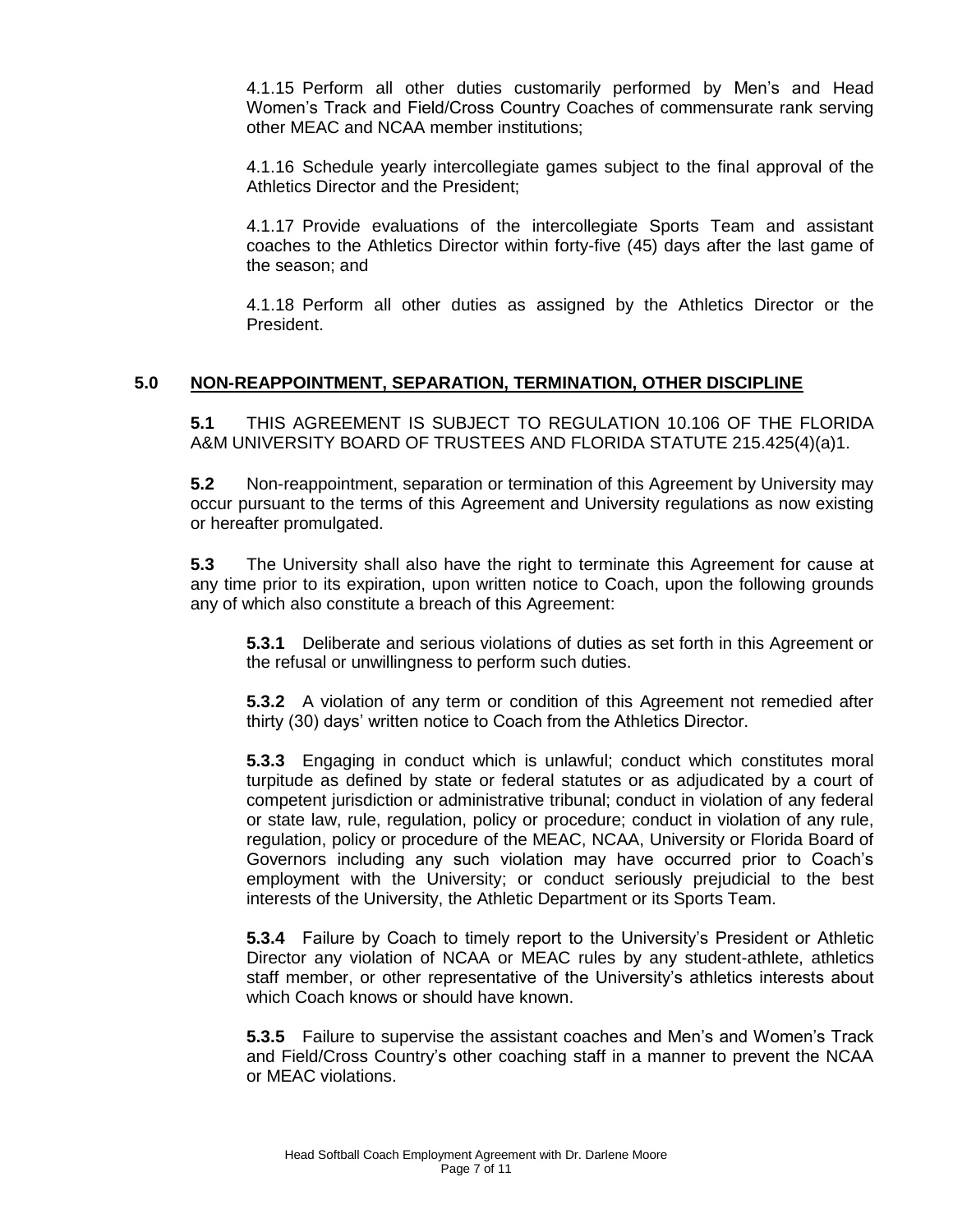4.1.15 Perform all other duties customarily performed by Men's and Head Women's Track and Field/Cross Country Coaches of commensurate rank serving other MEAC and NCAA member institutions;

4.1.16 Schedule yearly intercollegiate games subject to the final approval of the Athletics Director and the President;

4.1.17 Provide evaluations of the intercollegiate Sports Team and assistant coaches to the Athletics Director within forty-five (45) days after the last game of the season; and

4.1.18 Perform all other duties as assigned by the Athletics Director or the President.

## 5.0 NON-REAPPOINTMENT, SEPARATION, TERMINATION, OTHER DISCIPLINE

**5.1** THIS AGREEMENT IS SUBJECT TO REGULATION 10.106 OF THE FLORIDA A&M UNIVERSITY BOARD OF TRUSTEES AND FLORIDA STATUTE 215.425(4)(a)1.

**5.2** Non-reappointment, separation or termination of this Agreement by University may occur pursuant to the terms of this Agreement and University regulations as now existing or hereafter promulgated.

**5.3** The University shall also have the right to terminate this Agreement for cause at any time prior to its expiration, upon written notice to Coach, upon the following grounds any of which also constitute a breach of this Agreement:

**5.3.1** Deliberate and serious violations of duties as set forth in this Agreement or the refusal or unwillingness to perform such duties.

**5.3.2** A violation of any term or condition of this Agreement not remedied after thirty (30) days' written notice to Coach from the Athletics Director.

**5.3.3** Engaging in conduct which is unlawful; conduct which constitutes moral turpitude as defined by state or federal statutes or as adjudicated by a court of competent jurisdiction or administrative tribunal; conduct in violation of any federal or state law, rule, regulation, policy or procedure; conduct in violation of any rule, regulation, policy or procedure of the MEAC, NCAA, University or Florida Board of Governors including any such violation may have occurred prior to Coach's employment with the University; or conduct seriously prejudicial to the best interests of the University, the Athletic Department or its Sports Team.

**5.3.4** Failure by Coach to timely report to the University's President or Athletic Director any violation of NCAA or MEAC rules by any student-athlete, athletics staff member, or other representative of the University's athletics interests about which Coach knows or should have known.

**5.3.5** Failure to supervise the assistant coaches and Men's and Women's Track and Field/Cross Country's other coaching staff in a manner to prevent the NCAA or MEAC violations.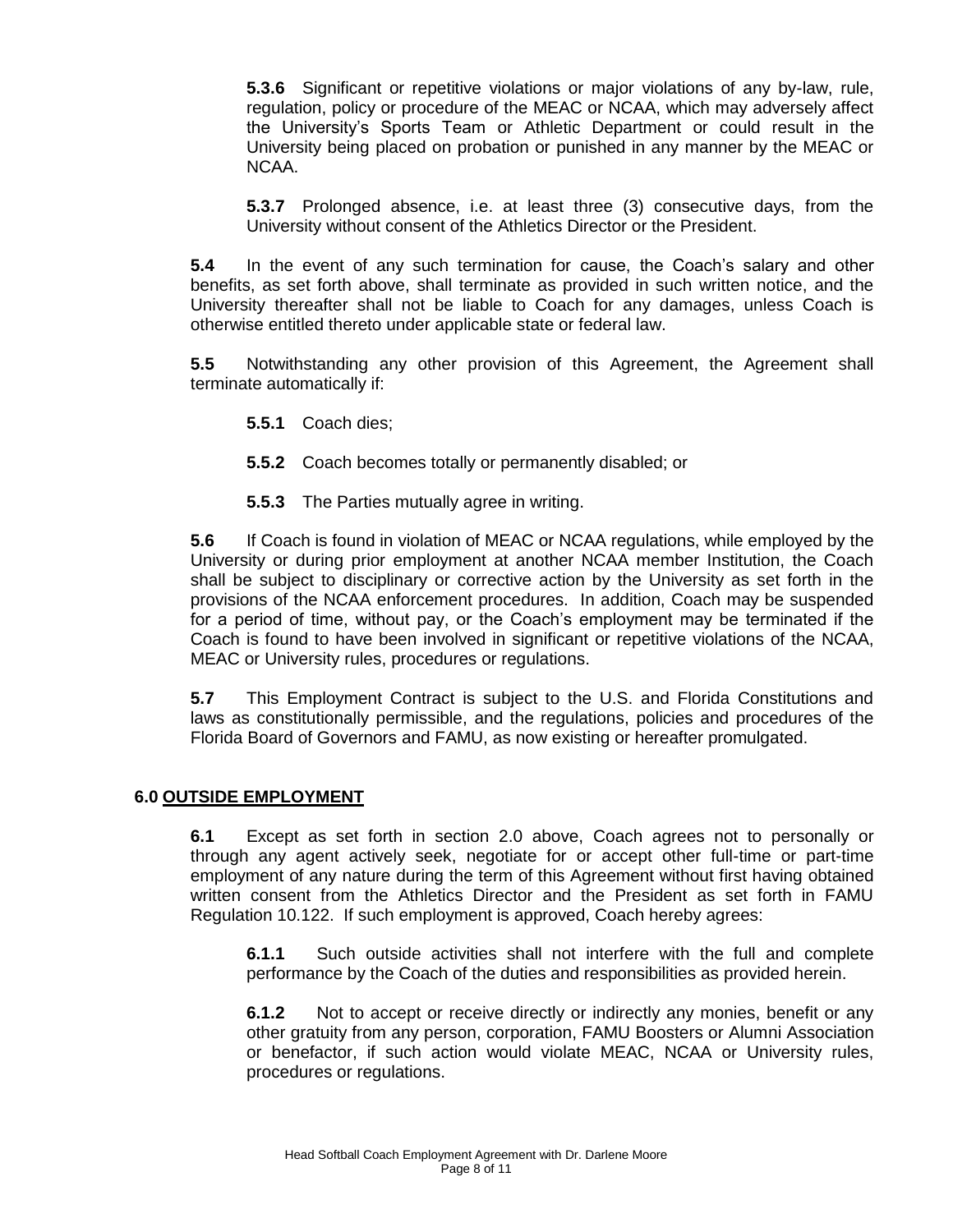**5.3.6** Significant or repetitive violations or major violations of any by-law, rule, regulation, policy or procedure of the MEAC or NCAA, which may adversely affect the University's Sports Team or Athletic Department or could result in the University being placed on probation or punished in any manner by the MEAC or NCAA.

**5.3.7** Prolonged absence, i.e. at least three (3) consecutive days, from the University without consent of the Athletics Director or the President.

**5.4** In the event of any such termination for cause, the Coach's salary and other benefits, as set forth above, shall terminate as provided in such written notice, and the University thereafter shall not be liable to Coach for any damages, unless Coach is otherwise entitled thereto under applicable state or federal law.

**5.5** Notwithstanding any other provision of this Agreement, the Agreement shall terminate automatically if:

**5.5.1** Coach dies;

**5.5.2** Coach becomes totally or permanently disabled; or

**5.5.3** The Parties mutually agree in writing.

**5.6** If Coach is found in violation of MEAC or NCAA regulations, while employed by the University or during prior employment at another NCAA member Institution, the Coach shall be subject to disciplinary or corrective action by the University as set forth in the provisions of the NCAA enforcement procedures. In addition, Coach may be suspended for a period of time, without pay, or the Coach's employment may be terminated if the Coach is found to have been involved in significant or repetitive violations of the NCAA, MEAC or University rules, procedures or regulations.

**5.7** This Employment Contract is subject to the U.S. and Florida Constitutions and laws as constitutionally permissible, and the regulations, policies and procedures of the Florida Board of Governors and FAMU, as now existing or hereafter promulgated.

## 6.0 OUTSIDE EMPLOYMENT

**6.1** Except as set forth in section 2.0 above, Coach agrees not to personally or through any agent actively seek, negotiate for or accept other full-time or part-time employment of any nature during the term of this Agreement without first having obtained written consent from the Athletics Director and the President as set forth in FAMU Regulation 10.122. If such employment is approved, Coach hereby agrees:

**6.1.1** Such outside activities shall not interfere with the full and complete performance by the Coach of the duties and responsibilities as provided herein.

**6.1.2** Not to accept or receive directly or indirectly any monies, benefit or any other gratuity from any person, corporation, FAMU Boosters or Alumni Association or benefactor, if such action would violate MEAC, NCAA or University rules, procedures or regulations.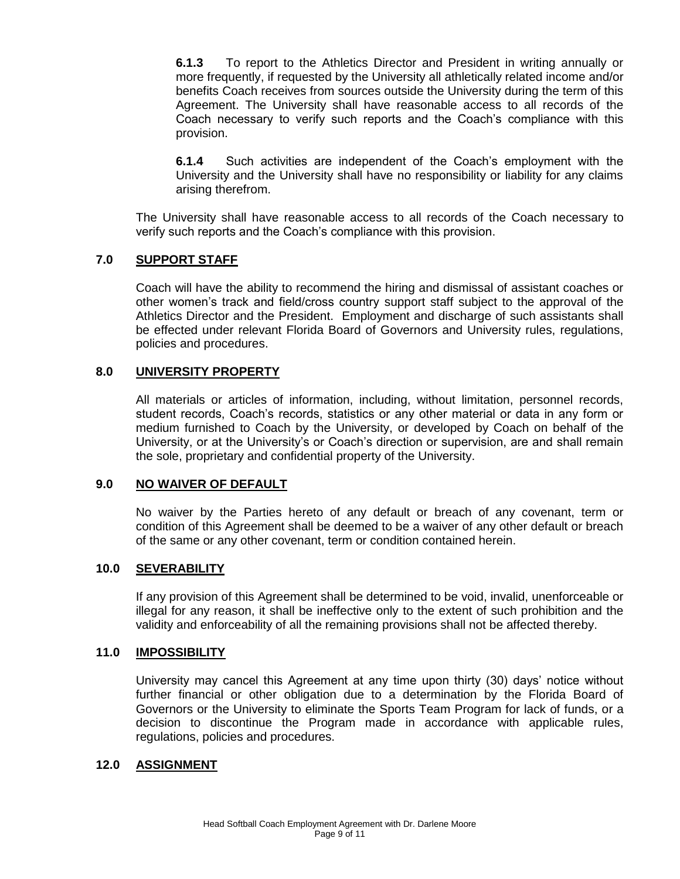**6.1.3** To report to the Athletics Director and President in writing annually or more frequently, if requested by the University all athletically related income and/or benefits Coach receives from sources outside the University during the term of this Agreement. The University shall have reasonable access to all records of the Coach necessary to verify such reports and the Coach's compliance with this provision.

**6.1.4** Such activities are independent of the Coach's employment with the University and the University shall have no responsibility or liability for any claims arising therefrom.

The University shall have reasonable access to all records of the Coach necessary to verify such reports and the Coach's compliance with this provision.

## 7.0 SUPPORT STAFF

Coach will have the ability to recommend the hiring and dismissal of assistant coaches or other women's track and field/cross country support staff subject to the approval of the Athletics Director and the President. Employment and discharge of such assistants shall be effected under relevant Florida Board of Governors and University rules, regulations, policies and procedures.

## 8.0 UNIVERSITY PROPERTY

All materials or articles of information, including, without limitation, personnel records, student records, Coach's records, statistics or any other material or data in any form or medium furnished to Coach by the University, or developed by Coach on behalf of the University, or at the University's or Coach's direction or supervision, are and shall remain the sole, proprietary and confidential property of the University.

## 9.0 NO WAIVER OF DEFAULT

No waiver by the Parties hereto of any default or breach of any covenant, term or condition of this Agreement shall be deemed to be a waiver of any other default or breach of the same or any other covenant, term or condition contained herein.

## 10.0 SEVERABILITY

If any provision of this Agreement shall be determined to be void, invalid, unenforceable or illegal for any reason, it shall be ineffective only to the extent of such prohibition and the validity and enforceability of all the remaining provisions shall not be affected thereby.

## 11.0 IMPOSSIBILITY

University may cancel this Agreement at any time upon thirty (30) days' notice without further financial or other obligation due to a determination by the Florida Board of Governors or the University to eliminate the Sports Team Program for lack of funds, or a decision to discontinue the Program made in accordance with applicable rules, regulations, policies and procedures.

## 12.0 ASSIGNMENT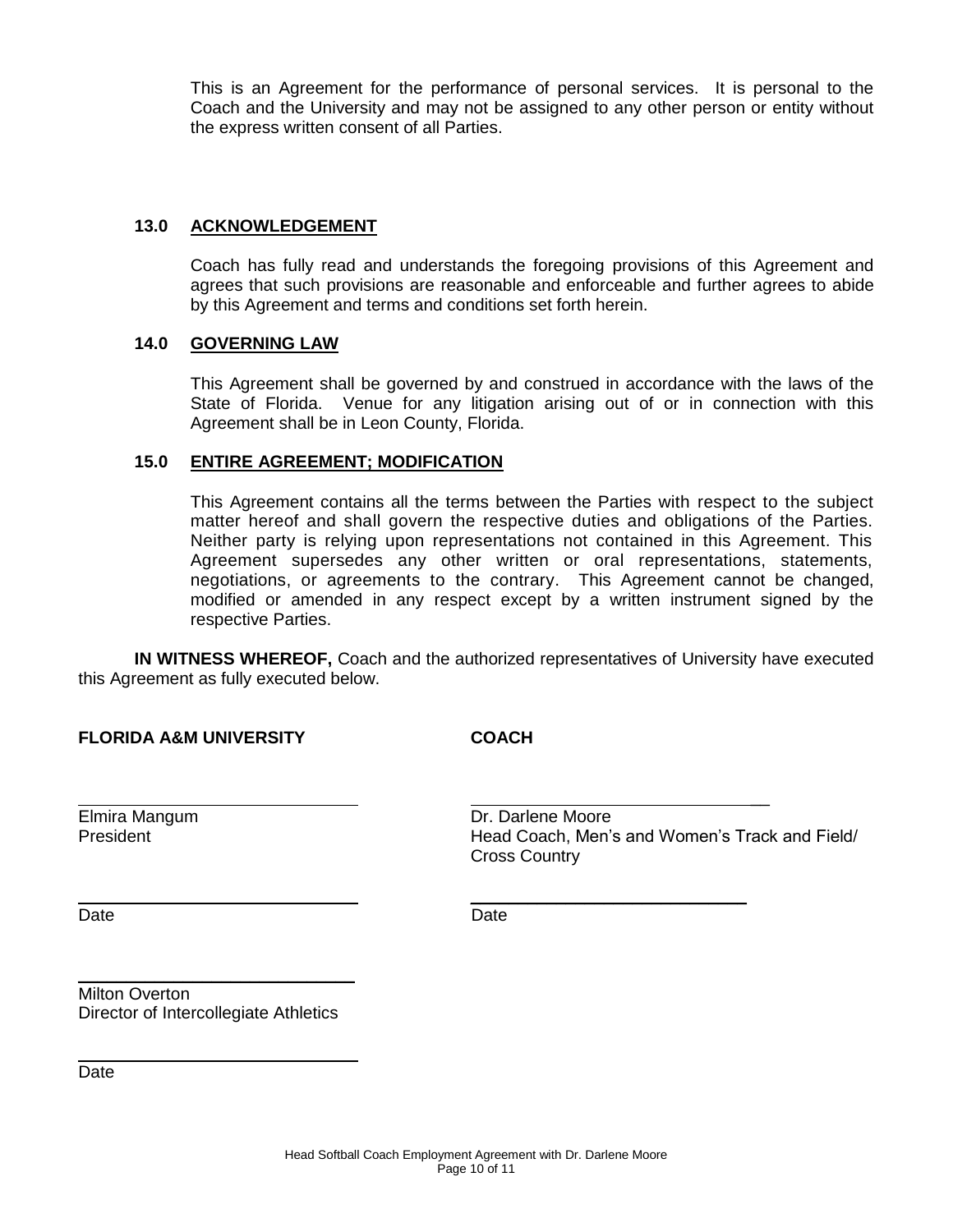This is an Agreement for the performance of personal services. It is personal to the Coach and the University and may not be assigned to any other person or entity without the express written consent of all Parties.

### 13.0 ACKNOWLEDGEMENT

Coach has fully read and understands the foregoing provisions of this Agreement and agrees that such provisions are reasonable and enforceable and further agrees to abide by this Agreement and terms and conditions set forth herein.

### 14.0 GOVERNING LAW

This Agreement shall be governed by and construed in accordance with the laws of the State of Florida. Venue for any litigation arising out of or in connection with this Agreement shall be in Leon County, Florida.

### 15.0 ENTIRE AGREEMENT; MODIFICATION

This Agreement contains all the terms between the Parties with respect to the subject matter hereof and shall govern the respective duties and obligations of the Parties. Neither party is relying upon representations not contained in this Agreement. This Agreement supersedes any other written or oral representations, statements, negotiations, or agreements to the contrary. This Agreement cannot be changed, modified or amended in any respect except by a written instrument signed by the respective Parties.

**IN WITNESS WHEREOF,** Coach and the authorized representatives of University have executed this Agreement as fully executed below.

**FLORIDA A&M UNIVERSITY**

\_\_\_\_\_\_\_\_\_\_\_\_\_\_\_\_\_\_\_\_\_\_\_\_\_\_\_\_\_\_
Elmira Mangum
President

\_\_\_\_\_\_\_\_\_\_\_\_\_\_\_\_\_\_\_\_\_\_\_\_\_\_\_\_\_\_
Date

\_\_\_\_\_\_\_\_\_\_\_\_\_\_\_\_\_\_\_\_\_\_\_\_\_\_\_\_\_\_
Milton Overton
Director of Intercollegiate Athletics

\_\_\_\_\_\_\_\_\_\_\_\_\_\_\_\_\_\_\_\_\_\_\_\_\_\_\_\_\_\_
Date

**COACH**

\_\_\_\_\_\_\_\_\_\_\_\_\_\_\_\_\_\_\_\_\_\_\_\_\_\_\_\_\_\_
Dr. Darlene Moore
Head Coach, Men's and Women's Track and Field/ Cross Country

\_\_\_\_\_\_\_\_\_\_\_\_\_\_\_\_\_\_\_\_\_\_\_\_\_\_\_\_\_\_
Date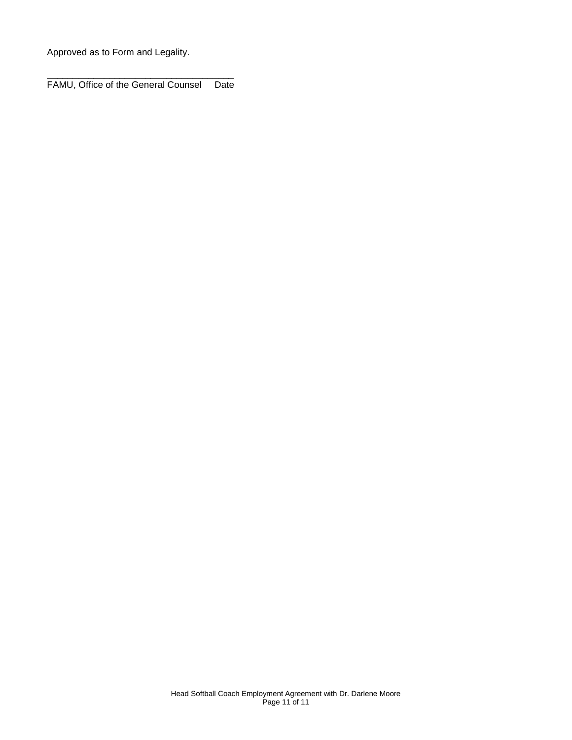Approved as to Form and Legality.

\_\_\_\_\_\_\_\_\_\_\_\_\_\_\_\_\_\_\_\_\_\_\_\_\_\_\_\_\_\_\_\_\_\_\_\_

FAMU, Office of the General Counsel     Date